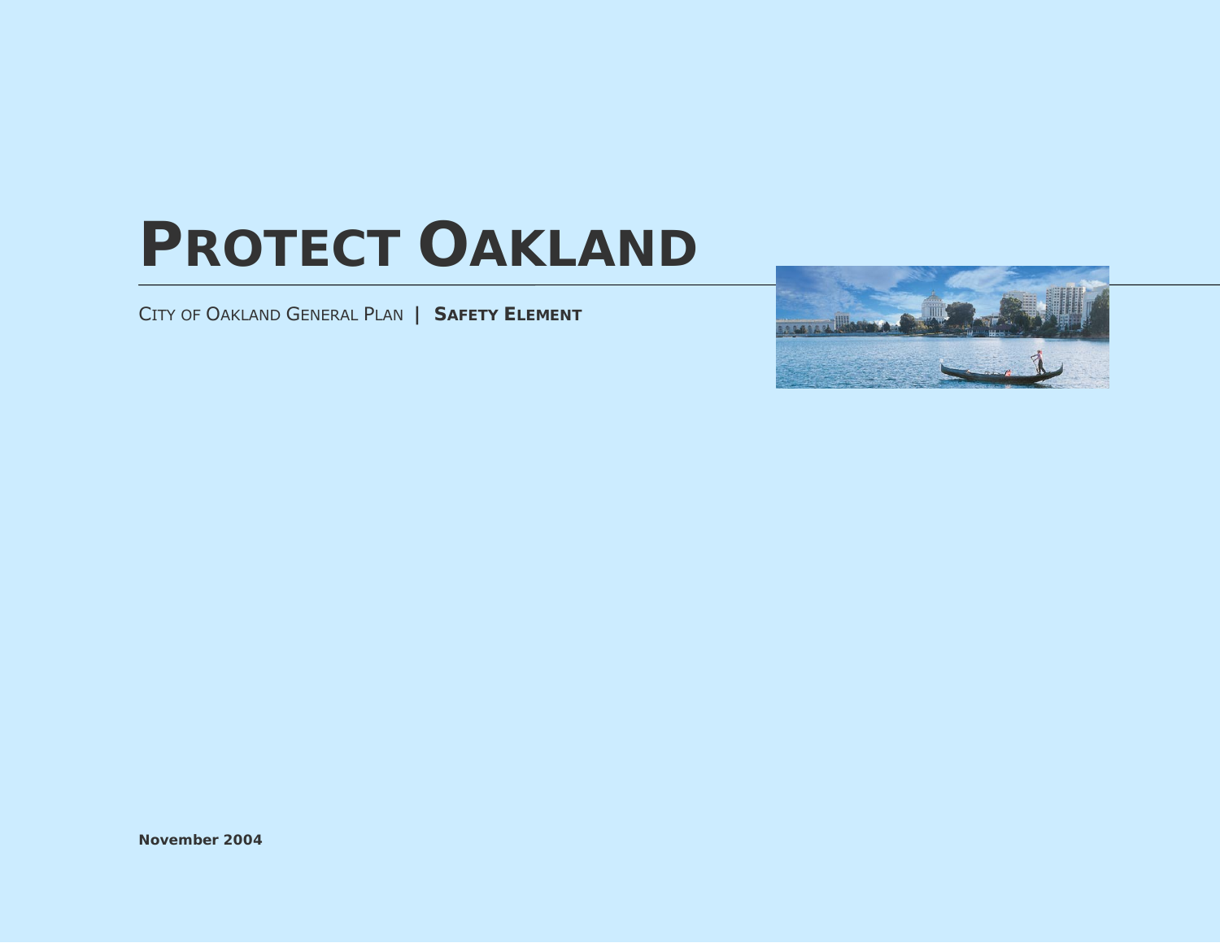# PROTECT OAKLAND

CITY OF OAKLAND GENERAL PLAN | **SAFETY ELEMENT**

**November 2004**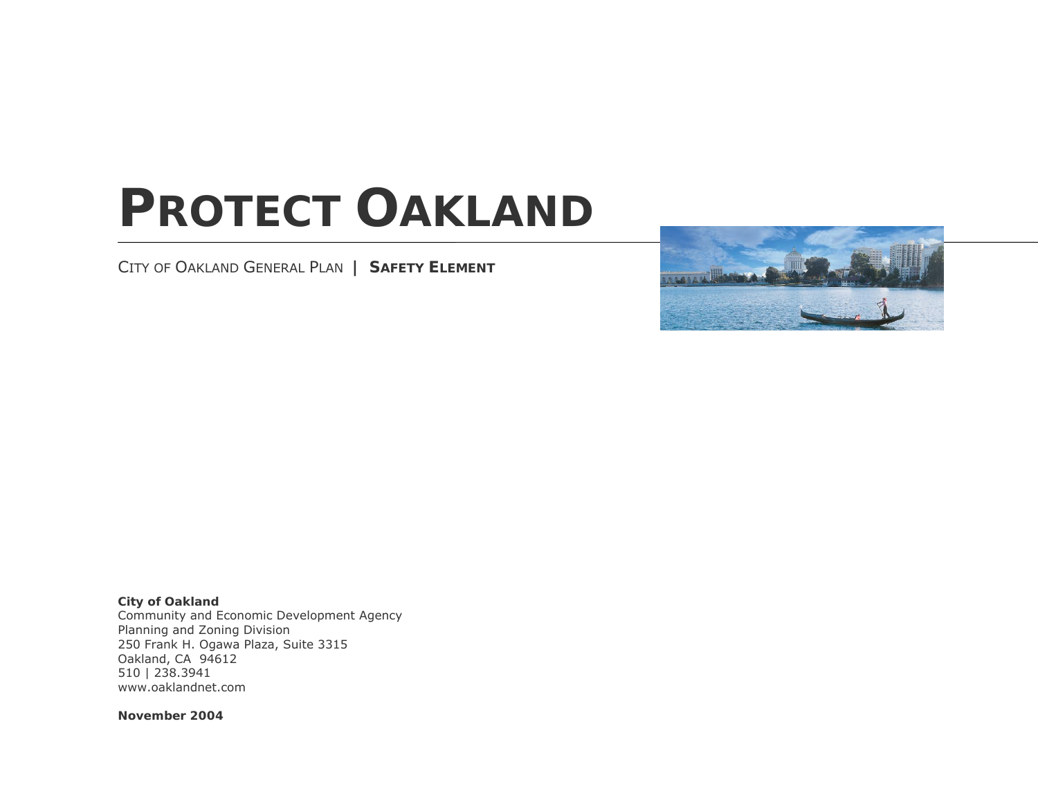# PROTECT OAKLAND

CITY OF OAKLAND GENERAL PLAN | **SAFETY ELEMENT**

**City of Oakland**
Community and Economic Development Agency
Planning and Zoning Division
250 Frank H. Ogawa Plaza, Suite 3315
Oakland, CA 94612
510 | 238.3941
www.oaklandnet.com

**November 2004**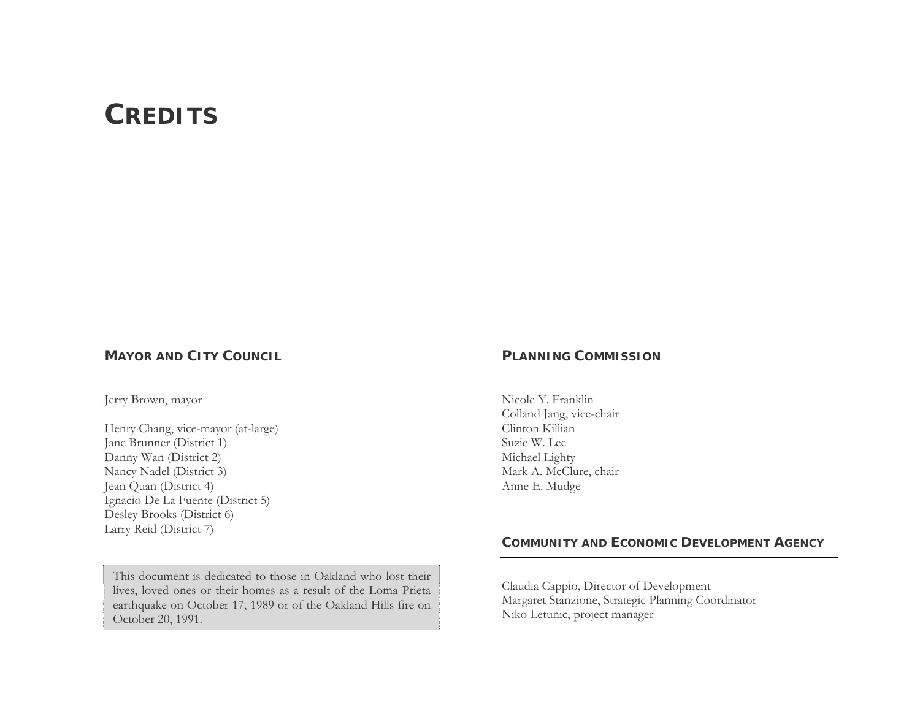# CREDITS

## MAYOR AND CITY COUNCIL

Jerry Brown, mayor

Henry Chang, vice-mayor (at-large)
Jane Brunner (District 1)
Danny Wan (District 2)
Nancy Nadel (District 3)
Jean Quan (District 4)
Ignacio De La Fuente (District 5)
Desley Brooks (District 6)
Larry Reid (District 7)

> This document is dedicated to those in Oakland who lost their lives, loved ones or their homes as a result of the Loma Prieta earthquake on October 17, 1989 or of the Oakland Hills fire on October 20, 1991.

## PLANNING COMMISSION

Nicole Y. Franklin
Colland Jang, vice-chair
Clinton Killian
Suzie W. Lee
Michael Lighty
Mark A. McClure, chair
Anne E. Mudge

## COMMUNITY AND ECONOMIC DEVELOPMENT AGENCY

Claudia Cappio, Director of Development
Margaret Stanzione, Strategic Planning Coordinator
Niko Letunic, project manager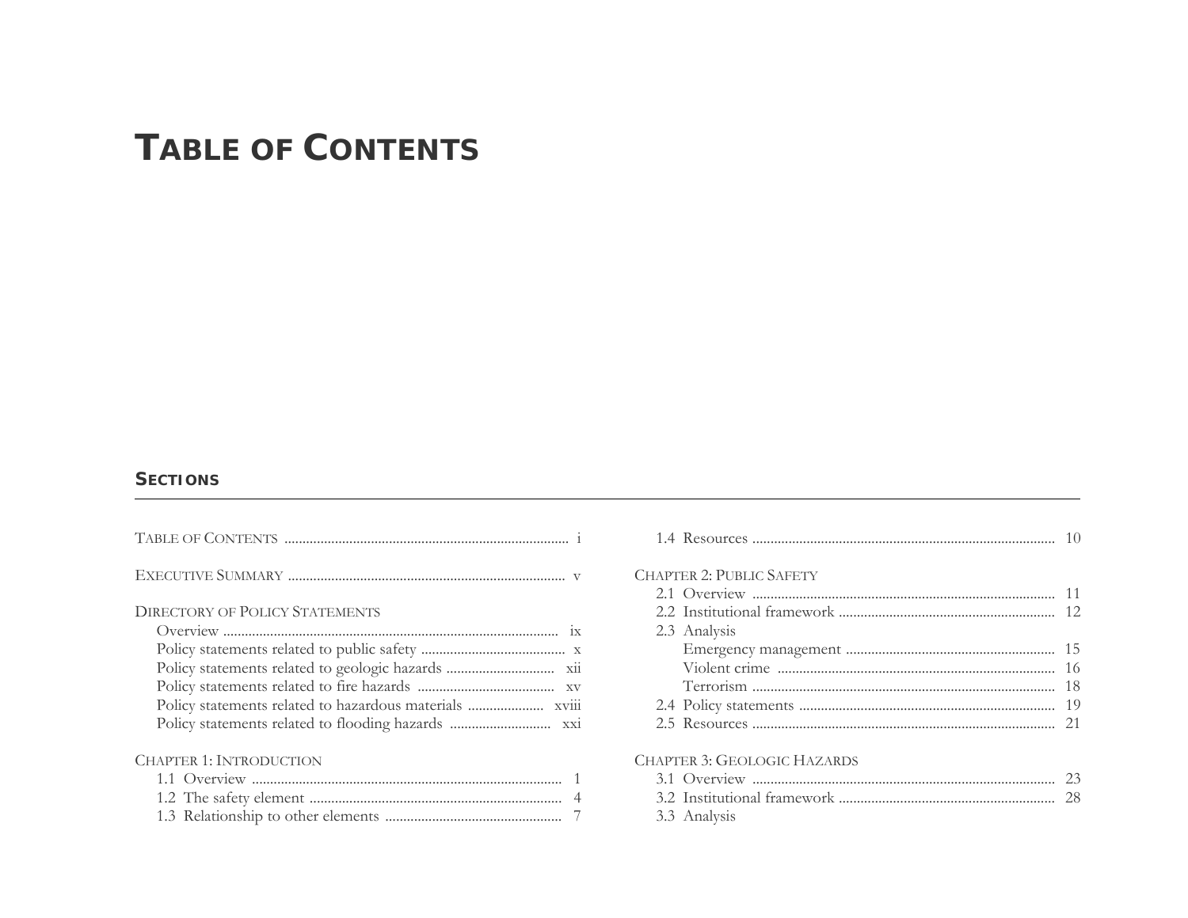# Table of Contents

## Sections

Table of Contents ........ i

Executive Summary ........ v

Directory of Policy Statements
- Overview ........ ix
- Policy statements related to public safety ........ x
- Policy statements related to geologic hazards ........ xii
- Policy statements related to fire hazards ........ xv
- Policy statements related to hazardous materials ........ xviii
- Policy statements related to flooding hazards ........ xxi

Chapter 1: Introduction
- 1.1 Overview ........ 1
- 1.2 The safety element ........ 4
- 1.3 Relationship to other elements ........ 7
- 1.4 Resources ........ 10

Chapter 2: Public Safety
- 2.1 Overview ........ 11
- 2.2 Institutional framework ........ 12
- 2.3 Analysis
  - Emergency management ........ 15
  - Violent crime ........ 16
  - Terrorism ........ 18
- 2.4 Policy statements ........ 19
- 2.5 Resources ........ 21

Chapter 3: Geologic Hazards
- 3.1 Overview ........ 23
- 3.2 Institutional framework ........ 28
- 3.3 Analysis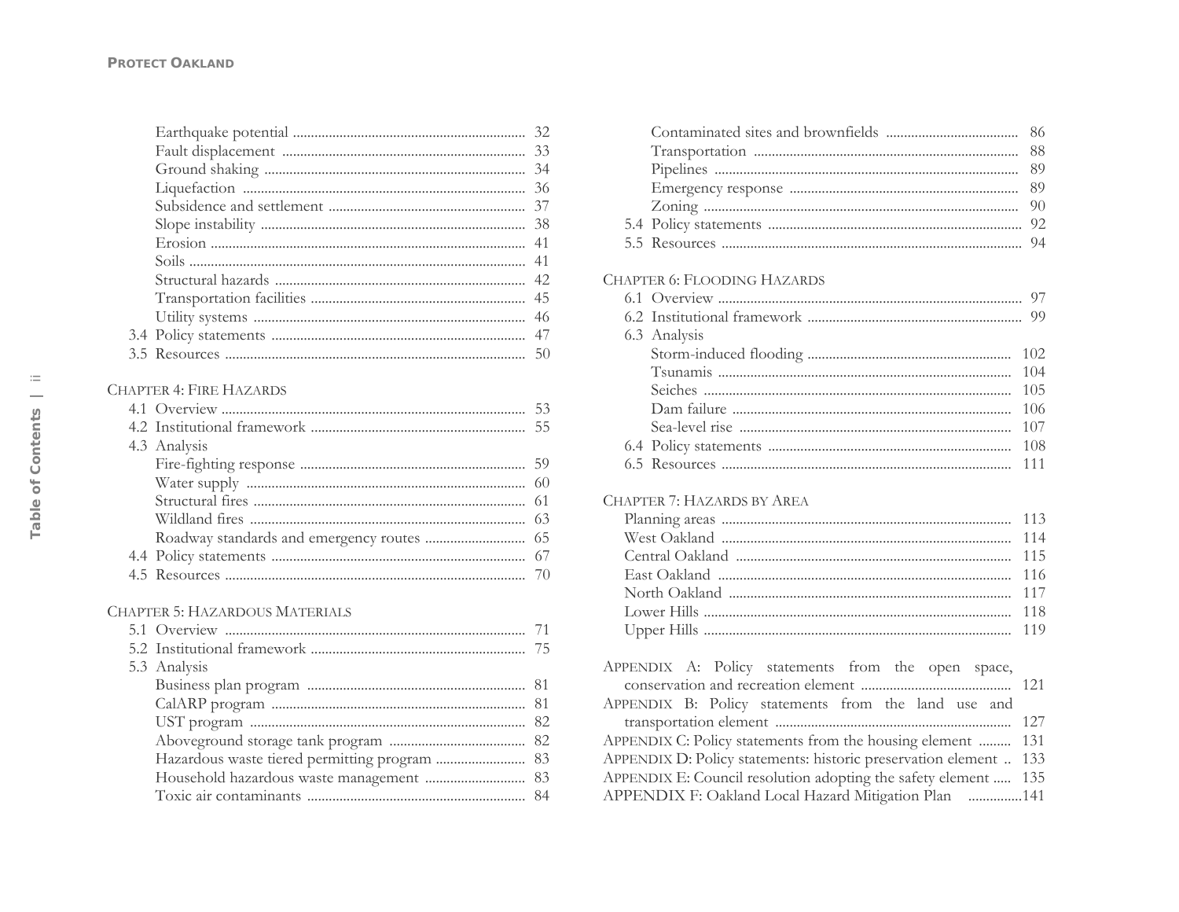Earthquake potential ................................................................ 32
Fault displacement ................................................................... 33
Ground shaking ........................................................................ 34
Liquefaction .............................................................................. 36
Subsidence and settlement ...................................................... 37
Slope instability ......................................................................... 38
Erosion ...................................................................................... 41
Soils ............................................................................................ 41
Structural hazards ..................................................................... 42
Transportation facilities ........................................................... 45
Utility systems ........................................................................... 46
3.4 Policy statements ...................................................................... 47
3.5 Resources .................................................................................. 50

CHAPTER 4: FIRE HAZARDS
4.1 Overview ................................................................................... 53
4.2 Institutional framework ........................................................... 55
4.3 Analysis
Fire-fighting response .............................................................. 59
Water supply ............................................................................. 60
Structural fires ........................................................................... 61
Wildland fires ............................................................................ 63
Roadway standards and emergency routes ............................ 65
4.4 Policy statements ...................................................................... 67
4.5 Resources .................................................................................. 70

CHAPTER 5: HAZARDOUS MATERIALS
5.1 Overview ................................................................................... 71
5.2 Institutional framework ........................................................... 75
5.3 Analysis
Business plan program ............................................................ 81
CalARP program ...................................................................... 81
UST program ............................................................................ 82
Aboveground storage tank program ...................................... 82
Hazardous waste tiered permitting program ......................... 83
Household hazardous waste management ............................ 83
Toxic air contaminants ............................................................ 84
Contaminated sites and brownfields ..................................... 86
Transportation .......................................................................... 88
Pipelines .................................................................................... 89
Emergency response ............................................................... 89
Zoning ....................................................................................... 90
5.4 Policy statements ...................................................................... 92
5.5 Resources .................................................................................. 94

CHAPTER 6: FLOODING HAZARDS
6.1 Overview ................................................................................... 97
6.2 Institutional framework ........................................................... 99
6.3 Analysis
Storm-induced flooding ......................................................... 102
Tsunamis ................................................................................. 104
Seiches ..................................................................................... 105
Dam failure ............................................................................. 106
Sea-level rise ........................................................................... 107
6.4 Policy statements .................................................................... 108
6.5 Resources ................................................................................ 111

CHAPTER 7: HAZARDS BY AREA
Planning areas ................................................................................ 113
West Oakland ................................................................................ 114
Central Oakland ............................................................................ 115
East Oakland ................................................................................. 116
North Oakland .............................................................................. 117
Lower Hills .................................................................................... 118
Upper Hills .................................................................................... 119

APPENDIX A: Policy statements from the open space, conservation and recreation element ......................................... 121
APPENDIX B: Policy statements from the land use and transportation element ................................................................ 127
APPENDIX C: Policy statements from the housing element ......... 131
APPENDIX D: Policy statements: historic preservation element .. 133
APPENDIX E: Council resolution adopting the safety element ..... 135
APPENDIX F: Oakland Local Hazard Mitigation Plan ..............141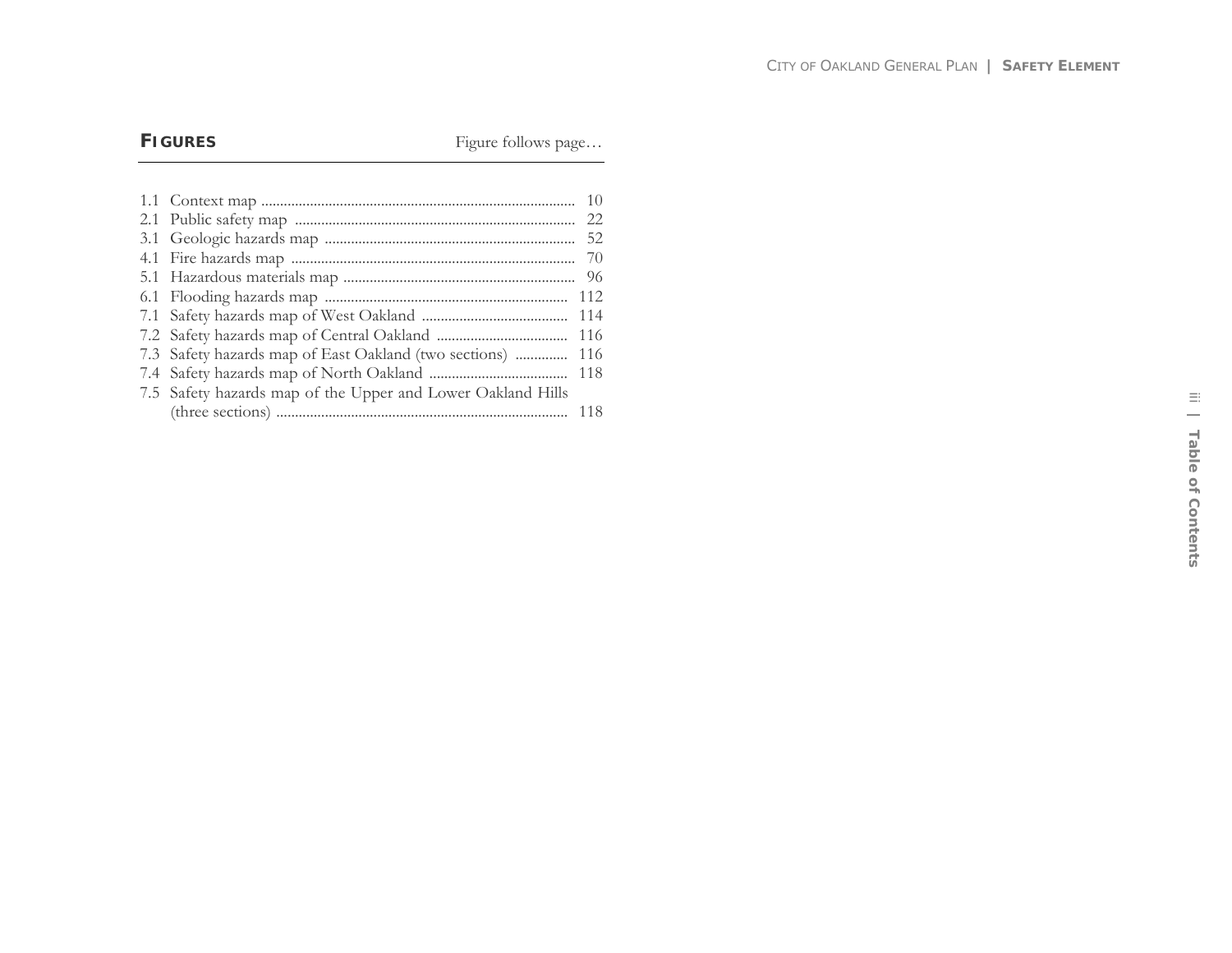## FIGURES

Figure follows page…

| | | |
|---|---|---|
| 1.1 | Context map | 10 |
| 2.1 | Public safety map | 22 |
| 3.1 | Geologic hazards map | 52 |
| 4.1 | Fire hazards map | 70 |
| 5.1 | Hazardous materials map | 96 |
| 6.1 | Flooding hazards map | 112 |
| 7.1 | Safety hazards map of West Oakland | 114 |
| 7.2 | Safety hazards map of Central Oakland | 116 |
| 7.3 | Safety hazards map of East Oakland (two sections) | 116 |
| 7.4 | Safety hazards map of North Oakland | 118 |
| 7.5 | Safety hazards map of the Upper and Lower Oakland Hills (three sections) | 118 |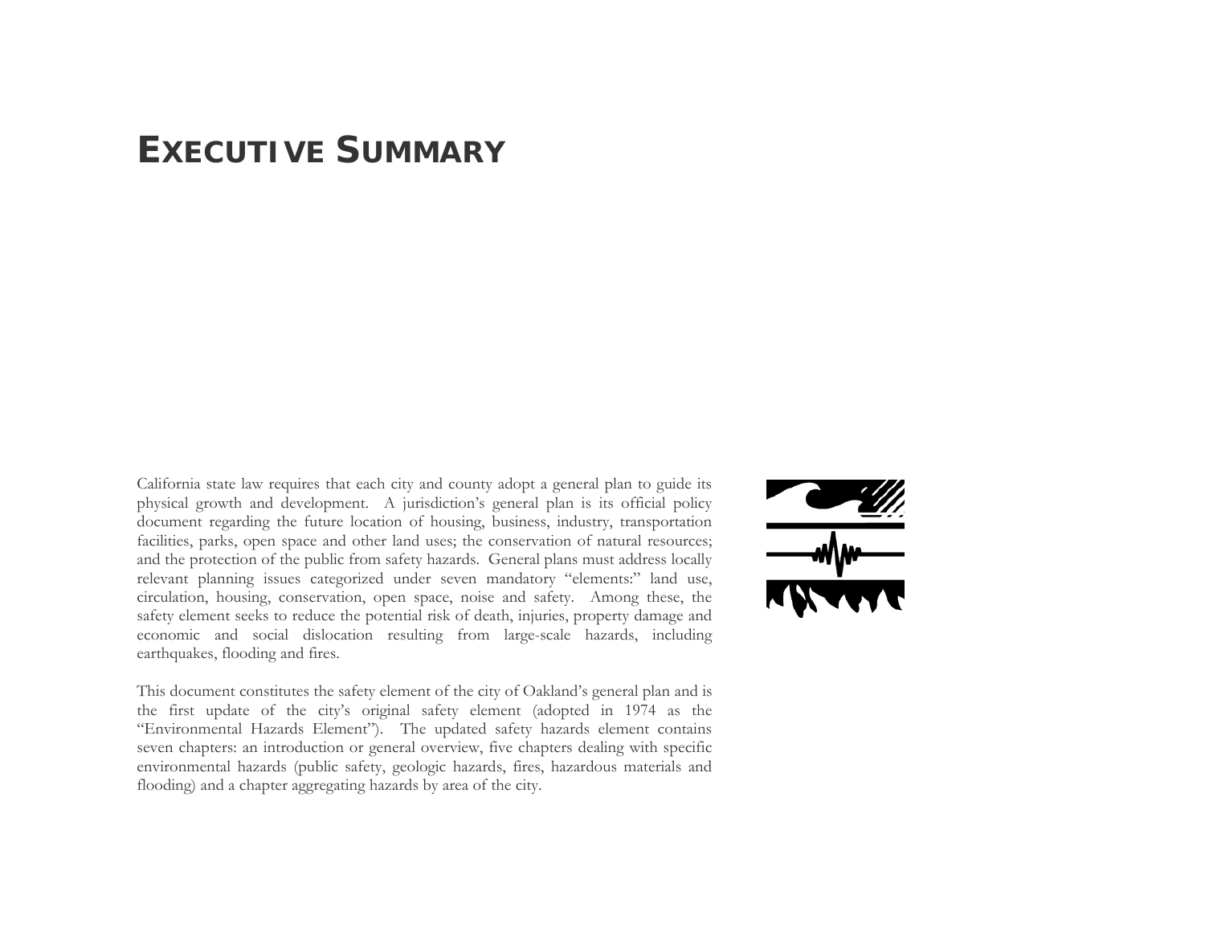# EXECUTIVE SUMMARY

California state law requires that each city and county adopt a general plan to guide its physical growth and development. A jurisdiction's general plan is its official policy document regarding the future location of housing, business, industry, transportation facilities, parks, open space and other land uses; the conservation of natural resources; and the protection of the public from safety hazards. General plans must address locally relevant planning issues categorized under seven mandatory "elements:" land use, circulation, housing, conservation, open space, noise and safety. Among these, the safety element seeks to reduce the potential risk of death, injuries, property damage and economic and social dislocation resulting from large-scale hazards, including earthquakes, flooding and fires.

This document constitutes the safety element of the city of Oakland's general plan and is the first update of the city's original safety element (adopted in 1974 as the "Environmental Hazards Element"). The updated safety hazards element contains seven chapters: an introduction or general overview, five chapters dealing with specific environmental hazards (public safety, geologic hazards, fires, hazardous materials and flooding) and a chapter aggregating hazards by area of the city.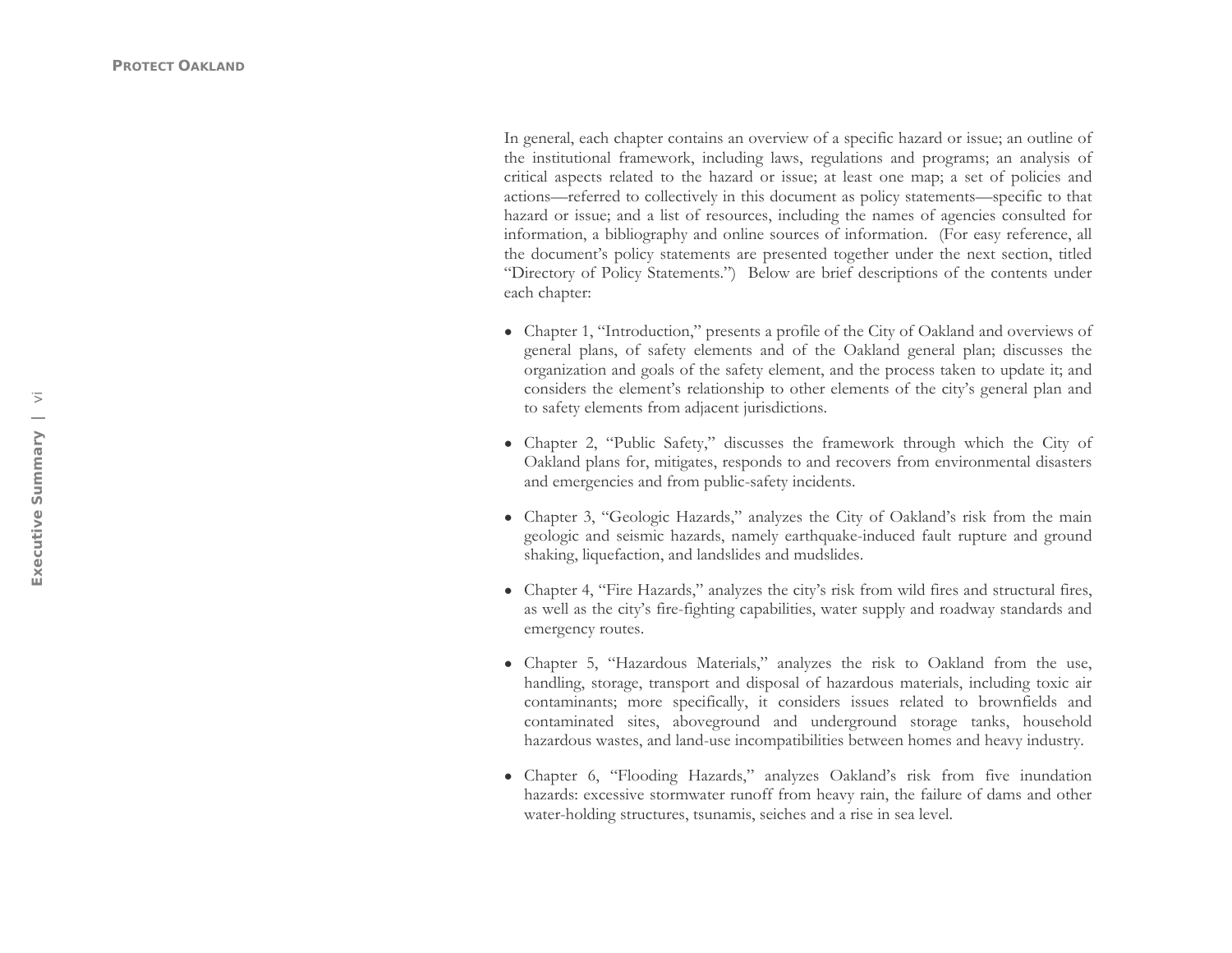In general, each chapter contains an overview of a specific hazard or issue; an outline of the institutional framework, including laws, regulations and programs; an analysis of critical aspects related to the hazard or issue; at least one map; a set of policies and actions—referred to collectively in this document as policy statements—specific to that hazard or issue; and a list of resources, including the names of agencies consulted for information, a bibliography and online sources of information. (For easy reference, all the document's policy statements are presented together under the next section, titled "Directory of Policy Statements.") Below are brief descriptions of the contents under each chapter:

- Chapter 1, "Introduction," presents a profile of the City of Oakland and overviews of general plans, of safety elements and of the Oakland general plan; discusses the organization and goals of the safety element, and the process taken to update it; and considers the element's relationship to other elements of the city's general plan and to safety elements from adjacent jurisdictions.

- Chapter 2, "Public Safety," discusses the framework through which the City of Oakland plans for, mitigates, responds to and recovers from environmental disasters and emergencies and from public-safety incidents.

- Chapter 3, "Geologic Hazards," analyzes the City of Oakland's risk from the main geologic and seismic hazards, namely earthquake-induced fault rupture and ground shaking, liquefaction, and landslides and mudslides.

- Chapter 4, "Fire Hazards," analyzes the city's risk from wild fires and structural fires, as well as the city's fire-fighting capabilities, water supply and roadway standards and emergency routes.

- Chapter 5, "Hazardous Materials," analyzes the risk to Oakland from the use, handling, storage, transport and disposal of hazardous materials, including toxic air contaminants; more specifically, it considers issues related to brownfields and contaminated sites, aboveground and underground storage tanks, household hazardous wastes, and land-use incompatibilities between homes and heavy industry.

- Chapter 6, "Flooding Hazards," analyzes Oakland's risk from five inundation hazards: excessive stormwater runoff from heavy rain, the failure of dams and other water-holding structures, tsunamis, seiches and a rise in sea level.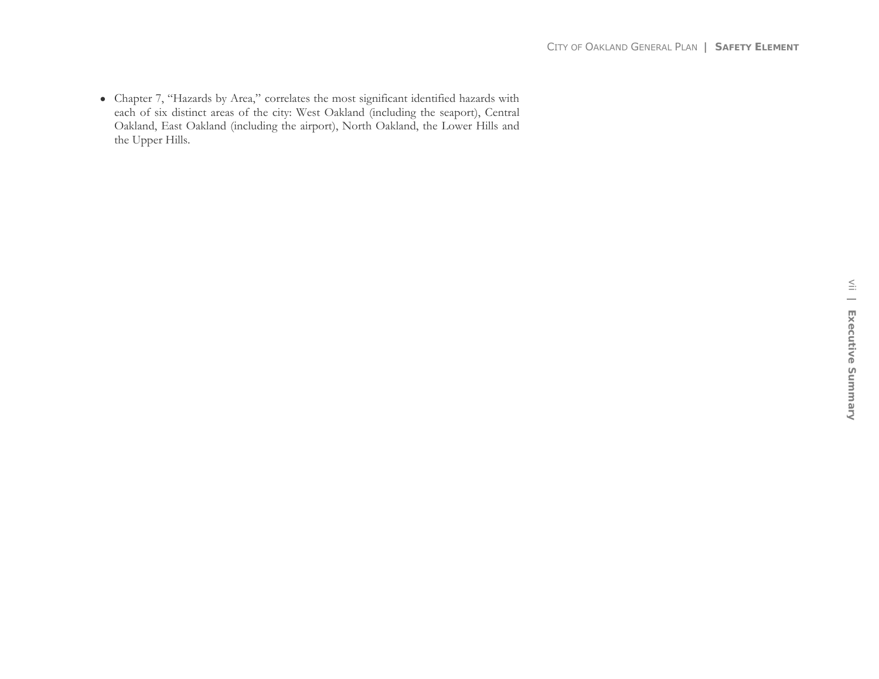- Chapter 7, “Hazards by Area,” correlates the most significant identified hazards with each of six distinct areas of the city: West Oakland (including the seaport), Central Oakland, East Oakland (including the airport), North Oakland, the Lower Hills and the Upper Hills.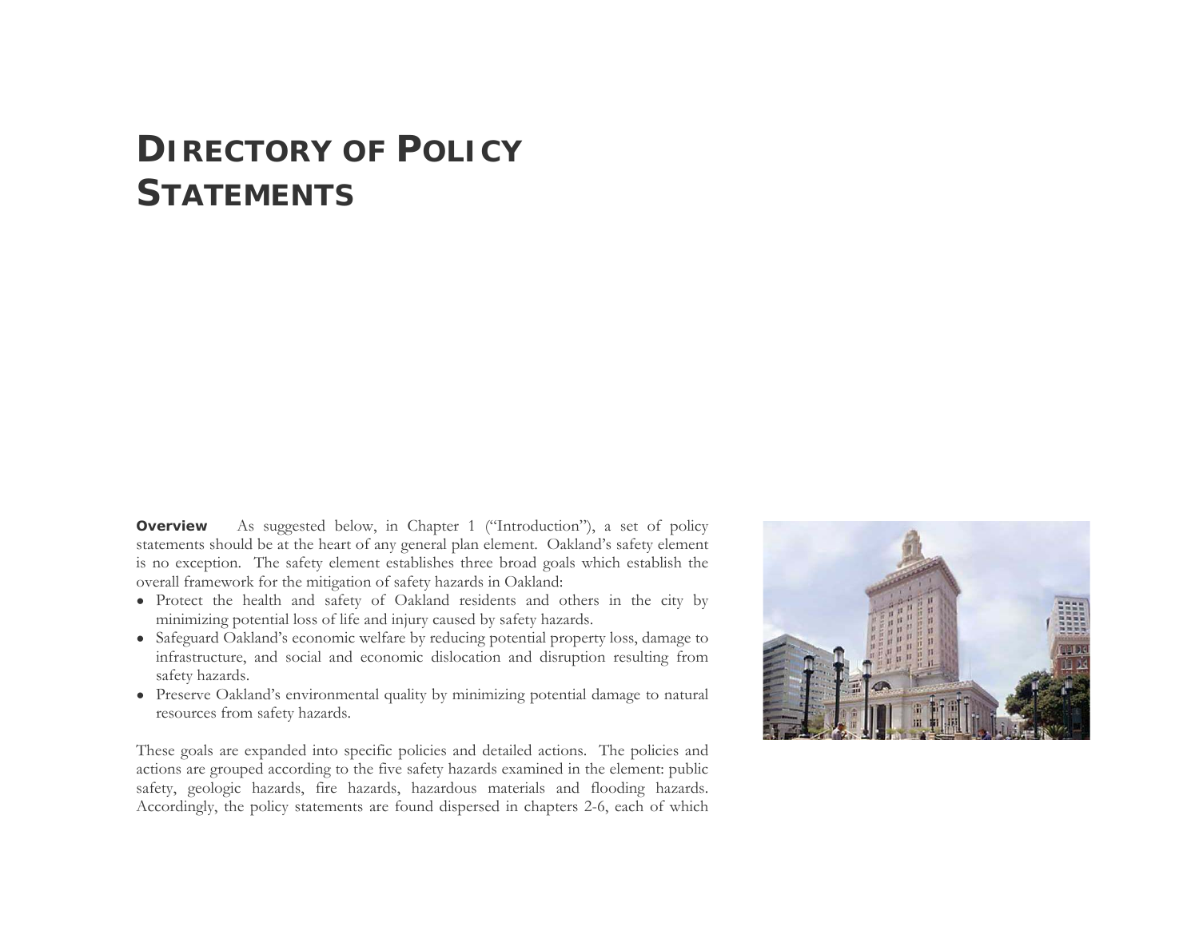# DIRECTORY OF POLICY STATEMENTS

**Overview** As suggested below, in Chapter 1 ("Introduction"), a set of policy statements should be at the heart of any general plan element. Oakland's safety element is no exception. The safety element establishes three broad goals which establish the overall framework for the mitigation of safety hazards in Oakland:

- Protect the health and safety of Oakland residents and others in the city by minimizing potential loss of life and injury caused by safety hazards.
- Safeguard Oakland's economic welfare by reducing potential property loss, damage to infrastructure, and social and economic dislocation and disruption resulting from safety hazards.
- Preserve Oakland's environmental quality by minimizing potential damage to natural resources from safety hazards.

These goals are expanded into specific policies and detailed actions. The policies and actions are grouped according to the five safety hazards examined in the element: public safety, geologic hazards, fire hazards, hazardous materials and flooding hazards. Accordingly, the policy statements are found dispersed in chapters 2-6, each of which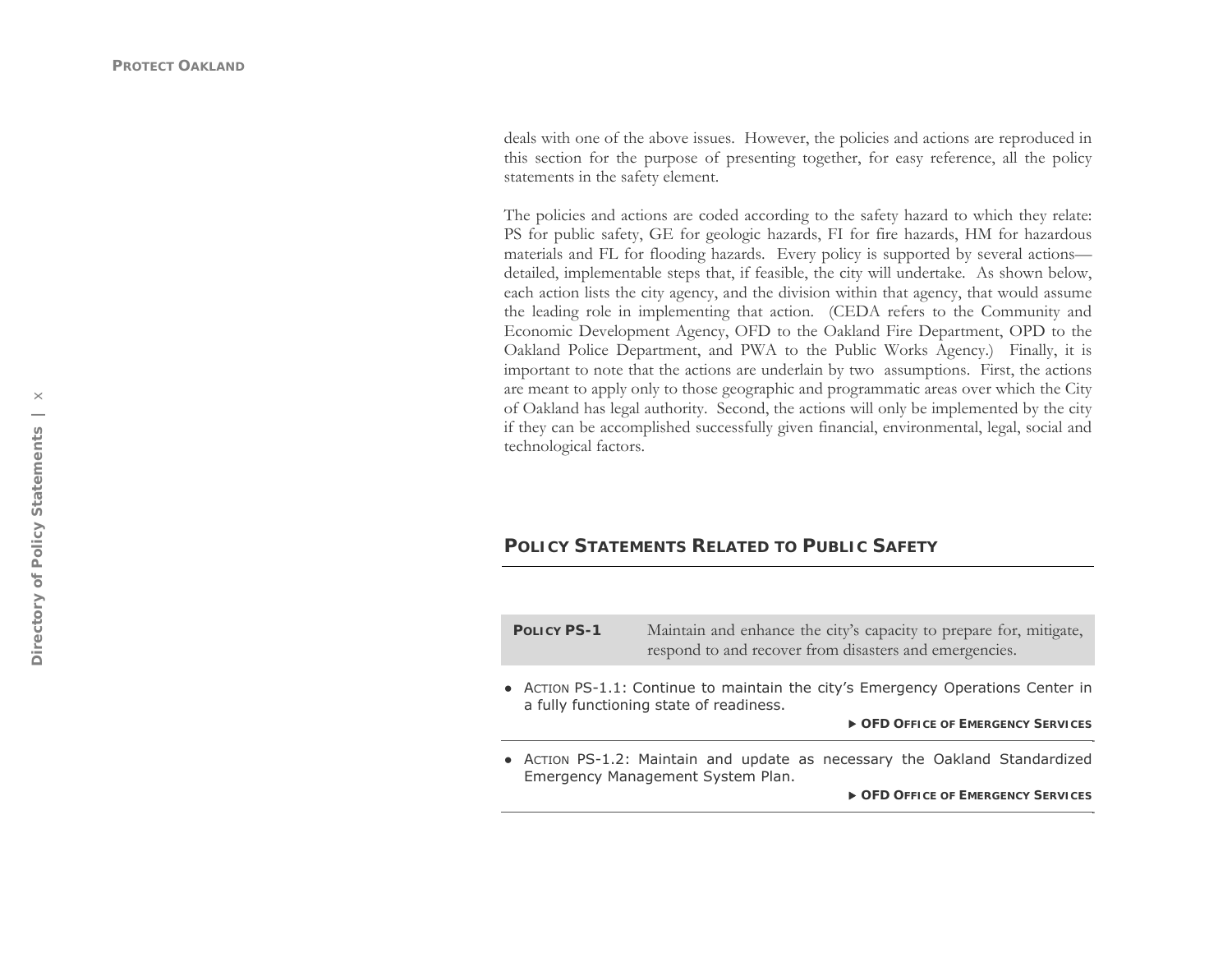deals with one of the above issues. However, the policies and actions are reproduced in this section for the purpose of presenting together, for easy reference, all the policy statements in the safety element.

The policies and actions are coded according to the safety hazard to which they relate: PS for public safety, GE for geologic hazards, FI for fire hazards, HM for hazardous materials and FL for flooding hazards. Every policy is supported by several actions—detailed, implementable steps that, if feasible, the city will undertake. As shown below, each action lists the city agency, and the division within that agency, that would assume the leading role in implementing that action. (CEDA refers to the Community and Economic Development Agency, OFD to the Oakland Fire Department, OPD to the Oakland Police Department, and PWA to the Public Works Agency.) Finally, it is important to note that the actions are underlain by two assumptions. First, the actions are meant to apply only to those geographic and programmatic areas over which the City of Oakland has legal authority. Second, the actions will only be implemented by the city if they can be accomplished successfully given financial, environmental, legal, social and technological factors.

## POLICY STATEMENTS RELATED TO PUBLIC SAFETY

**POLICY PS-1** Maintain and enhance the city's capacity to prepare for, mitigate, respond to and recover from disasters and emergencies.

- ACTION PS-1.1: Continue to maintain the city's Emergency Operations Center in a fully functioning state of readiness.

  ▸ **OFD OFFICE OF EMERGENCY SERVICES**

- ACTION PS-1.2: Maintain and update as necessary the Oakland Standardized Emergency Management System Plan.

  ▸ **OFD OFFICE OF EMERGENCY SERVICES**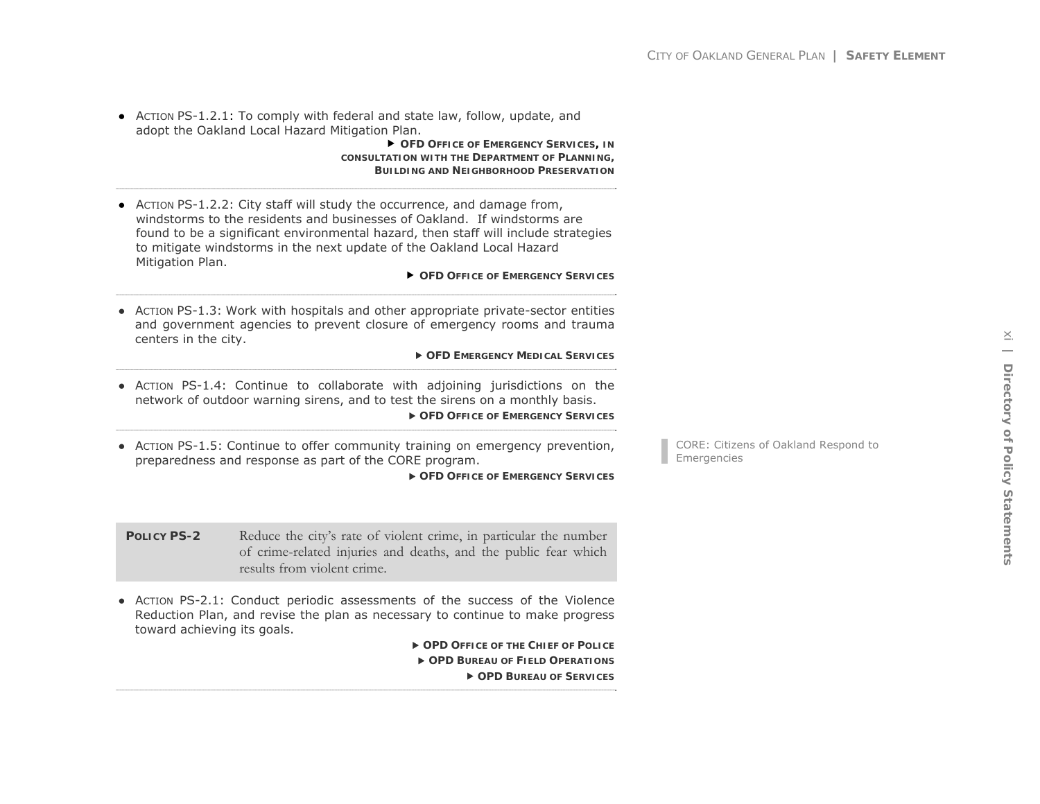- ACTION PS-1.2.1: To comply with federal and state law, follow, update, and adopt the Oakland Local Hazard Mitigation Plan.

  ▶ **OFD OFFICE OF EMERGENCY SERVICES, IN CONSULTATION WITH THE DEPARTMENT OF PLANNING, BUILDING AND NEIGHBORHOOD PRESERVATION**

- ACTION PS-1.2.2: City staff will study the occurrence, and damage from, windstorms to the residents and businesses of Oakland. If windstorms are found to be a significant environmental hazard, then staff will include strategies to mitigate windstorms in the next update of the Oakland Local Hazard Mitigation Plan.

  ▶ **OFD OFFICE OF EMERGENCY SERVICES**

- ACTION PS-1.3: Work with hospitals and other appropriate private-sector entities and government agencies to prevent closure of emergency rooms and trauma centers in the city.

  ▶ **OFD EMERGENCY MEDICAL SERVICES**

- ACTION PS-1.4: Continue to collaborate with adjoining jurisdictions on the network of outdoor warning sirens, and to test the sirens on a monthly basis.

  ▶ **OFD OFFICE OF EMERGENCY SERVICES**

- ACTION PS-1.5: Continue to offer community training on emergency prevention, preparedness and response as part of the CORE program.

  ▶ **OFD OFFICE OF EMERGENCY SERVICES**

CORE: Citizens of Oakland Respond to Emergencies

| **POLICY PS-2** | Reduce the city's rate of violent crime, in particular the number of crime-related injuries and deaths, and the public fear which results from violent crime. |
|---|---|

- ACTION PS-2.1: Conduct periodic assessments of the success of the Violence Reduction Plan, and revise the plan as necessary to continue to make progress toward achieving its goals.

  ▶ **OPD OFFICE OF THE CHIEF OF POLICE**
  ▶ **OPD BUREAU OF FIELD OPERATIONS**
  ▶ **OPD BUREAU OF SERVICES**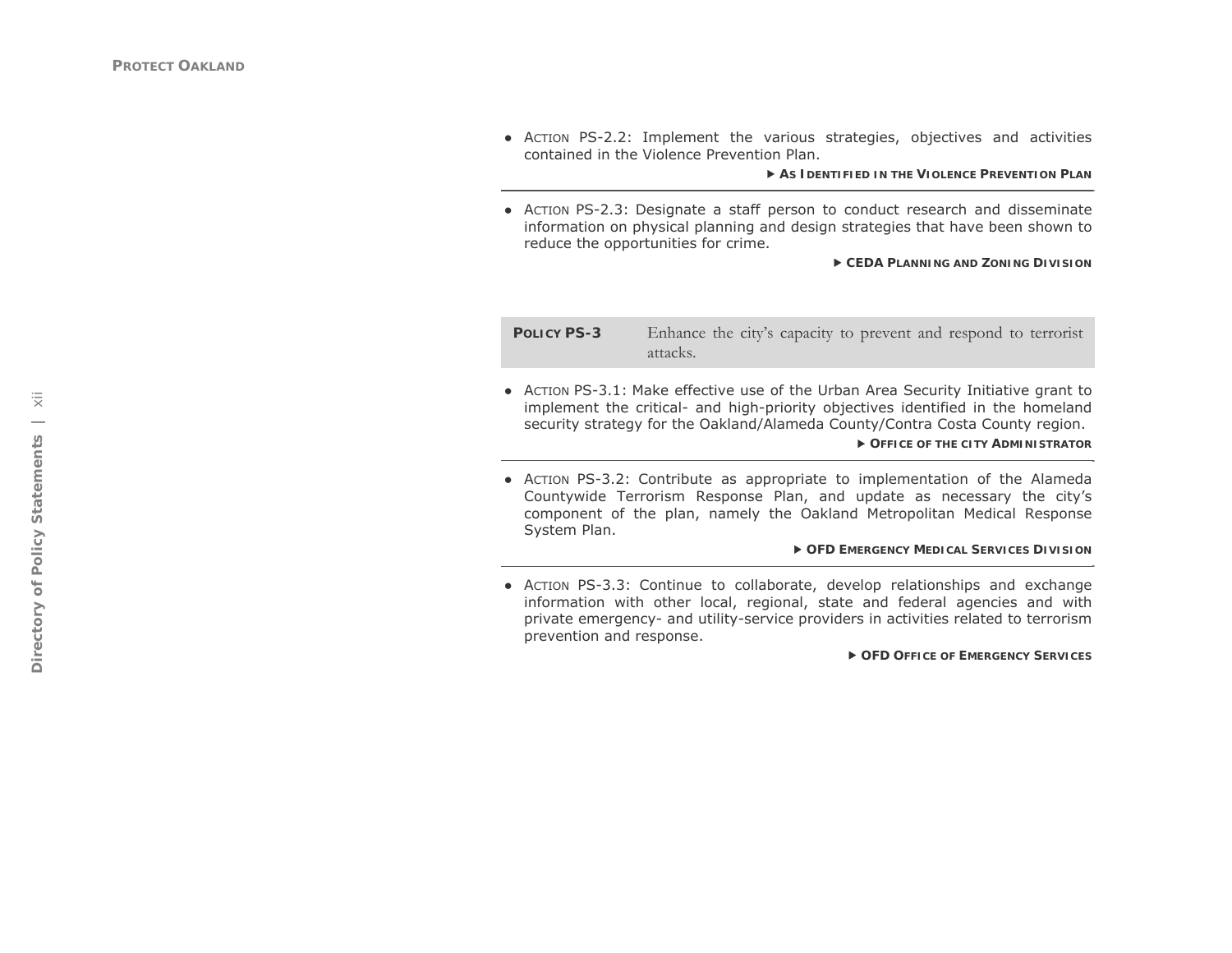- ACTION PS-2.2: Implement the various strategies, objectives and activities contained in the Violence Prevention Plan.

  ▶ **AS IDENTIFIED IN THE VIOLENCE PREVENTION PLAN**

- ACTION PS-2.3: Designate a staff person to conduct research and disseminate information on physical planning and design strategies that have been shown to reduce the opportunities for crime.

  ▶ **CEDA PLANNING AND ZONING DIVISION**

| **POLICY PS-3** | Enhance the city's capacity to prevent and respond to terrorist attacks. |
|---|---|

- ACTION PS-3.1: Make effective use of the Urban Area Security Initiative grant to implement the critical- and high-priority objectives identified in the homeland security strategy for the Oakland/Alameda County/Contra Costa County region.

  ▶ **OFFICE OF THE CITY ADMINISTRATOR**

- ACTION PS-3.2: Contribute as appropriate to implementation of the Alameda Countywide Terrorism Response Plan, and update as necessary the city's component of the plan, namely the Oakland Metropolitan Medical Response System Plan.

  ▶ **OFD EMERGENCY MEDICAL SERVICES DIVISION**

- ACTION PS-3.3: Continue to collaborate, develop relationships and exchange information with other local, regional, state and federal agencies and with private emergency- and utility-service providers in activities related to terrorism prevention and response.

  ▶ **OFD OFFICE OF EMERGENCY SERVICES**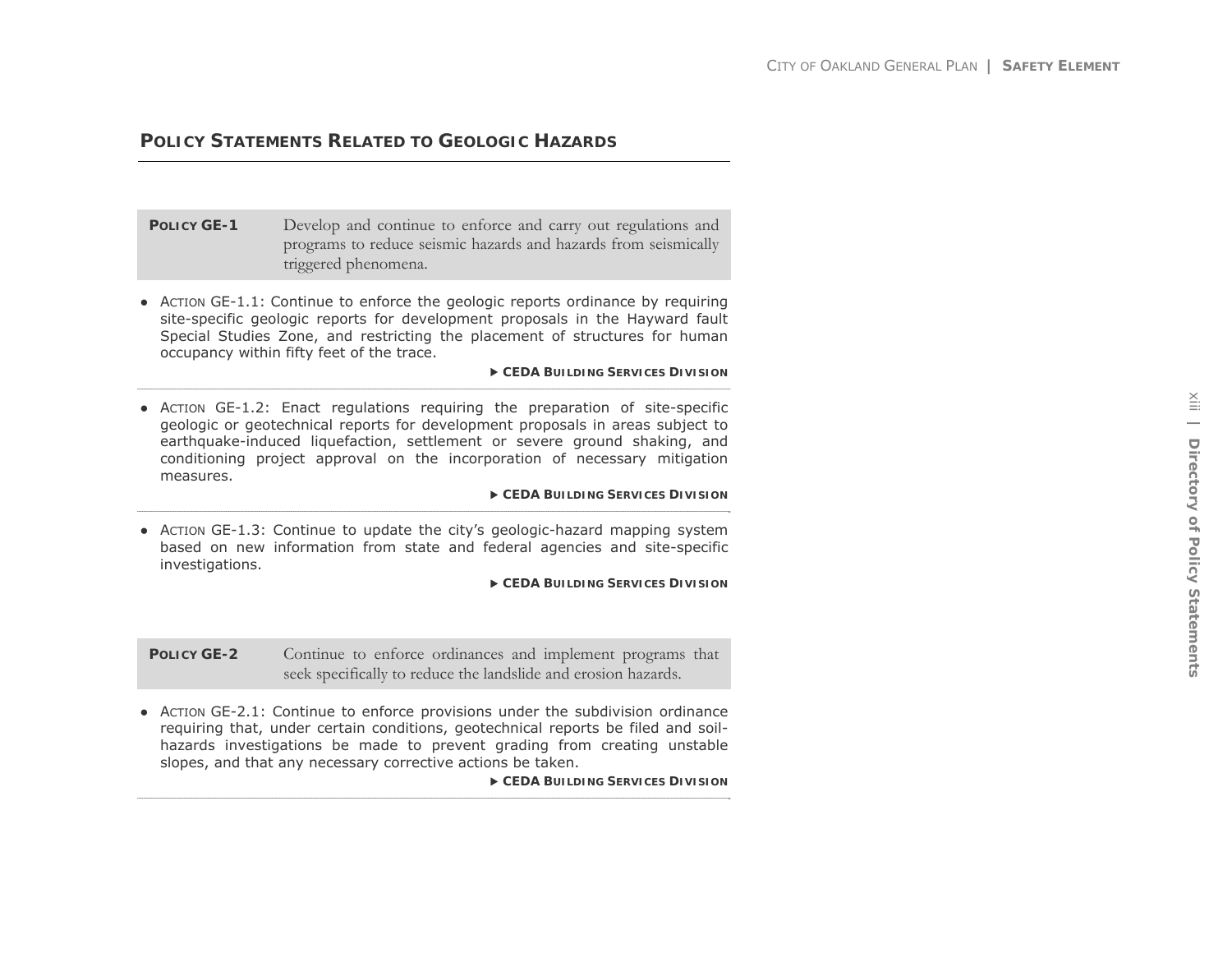## POLICY STATEMENTS RELATED TO GEOLOGIC HAZARDS

**POLICY GE-1** Develop and continue to enforce and carry out regulations and programs to reduce seismic hazards and hazards from seismically triggered phenomena.

- ACTION GE-1.1: Continue to enforce the geologic reports ordinance by requiring site-specific geologic reports for development proposals in the Hayward fault Special Studies Zone, and restricting the placement of structures for human occupancy within fifty feet of the trace.

  ▶ **CEDA BUILDING SERVICES DIVISION**

- ACTION GE-1.2: Enact regulations requiring the preparation of site-specific geologic or geotechnical reports for development proposals in areas subject to earthquake-induced liquefaction, settlement or severe ground shaking, and conditioning project approval on the incorporation of necessary mitigation measures.

  ▶ **CEDA BUILDING SERVICES DIVISION**

- ACTION GE-1.3: Continue to update the city's geologic-hazard mapping system based on new information from state and federal agencies and site-specific investigations.

  ▶ **CEDA BUILDING SERVICES DIVISION**

**POLICY GE-2** Continue to enforce ordinances and implement programs that seek specifically to reduce the landslide and erosion hazards.

- ACTION GE-2.1: Continue to enforce provisions under the subdivision ordinance requiring that, under certain conditions, geotechnical reports be filed and soil-hazards investigations be made to prevent grading from creating unstable slopes, and that any necessary corrective actions be taken.

  ▶ **CEDA BUILDING SERVICES DIVISION**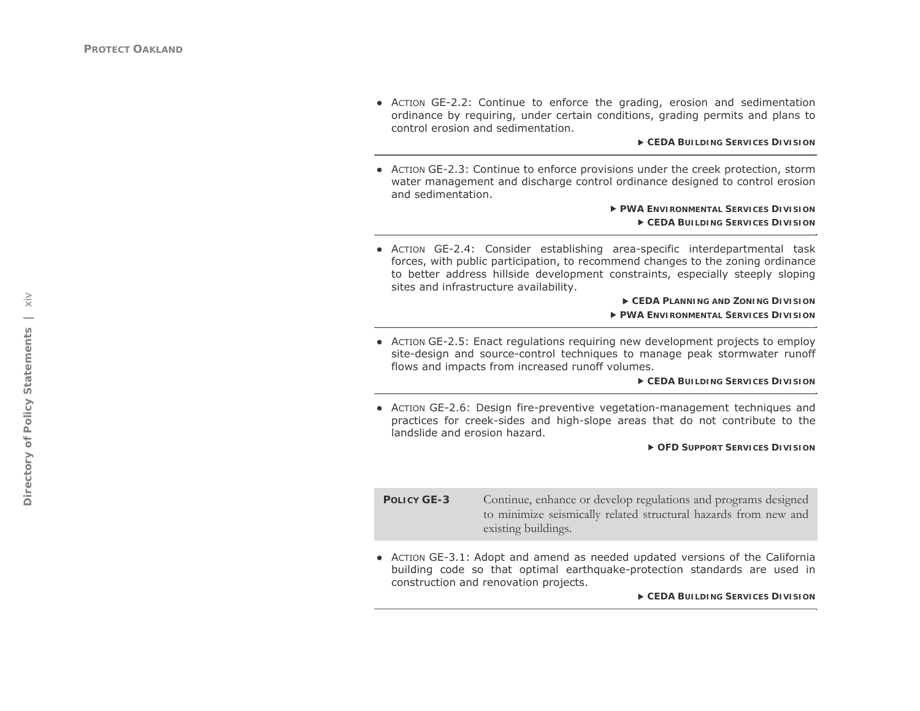- ACTION GE-2.2: Continue to enforce the grading, erosion and sedimentation ordinance by requiring, under certain conditions, grading permits and plans to control erosion and sedimentation.

  ▶ **CEDA BUILDING SERVICES DIVISION**

---

- ACTION GE-2.3: Continue to enforce provisions under the creek protection, storm water management and discharge control ordinance designed to control erosion and sedimentation.

  ▶ **PWA ENVIRONMENTAL SERVICES DIVISION**
  ▶ **CEDA BUILDING SERVICES DIVISION**

---

- ACTION GE-2.4: Consider establishing area-specific interdepartmental task forces, with public participation, to recommend changes to the zoning ordinance to better address hillside development constraints, especially steeply sloping sites and infrastructure availability.

  ▶ **CEDA PLANNING AND ZONING DIVISION**
  ▶ **PWA ENVIRONMENTAL SERVICES DIVISION**

---

- ACTION GE-2.5: Enact regulations requiring new development projects to employ site-design and source-control techniques to manage peak stormwater runoff flows and impacts from increased runoff volumes.

  ▶ **CEDA BUILDING SERVICES DIVISION**

---

- ACTION GE-2.6: Design fire-preventive vegetation-management techniques and practices for creek-sides and high-slope areas that do not contribute to the landslide and erosion hazard.

  ▶ **OFD SUPPORT SERVICES DIVISION**

**POLICY GE-3** Continue, enhance or develop regulations and programs designed to minimize seismically related structural hazards from new and existing buildings.

- ACTION GE-3.1: Adopt and amend as needed updated versions of the California building code so that optimal earthquake-protection standards are used in construction and renovation projects.

  ▶ **CEDA BUILDING SERVICES DIVISION**

---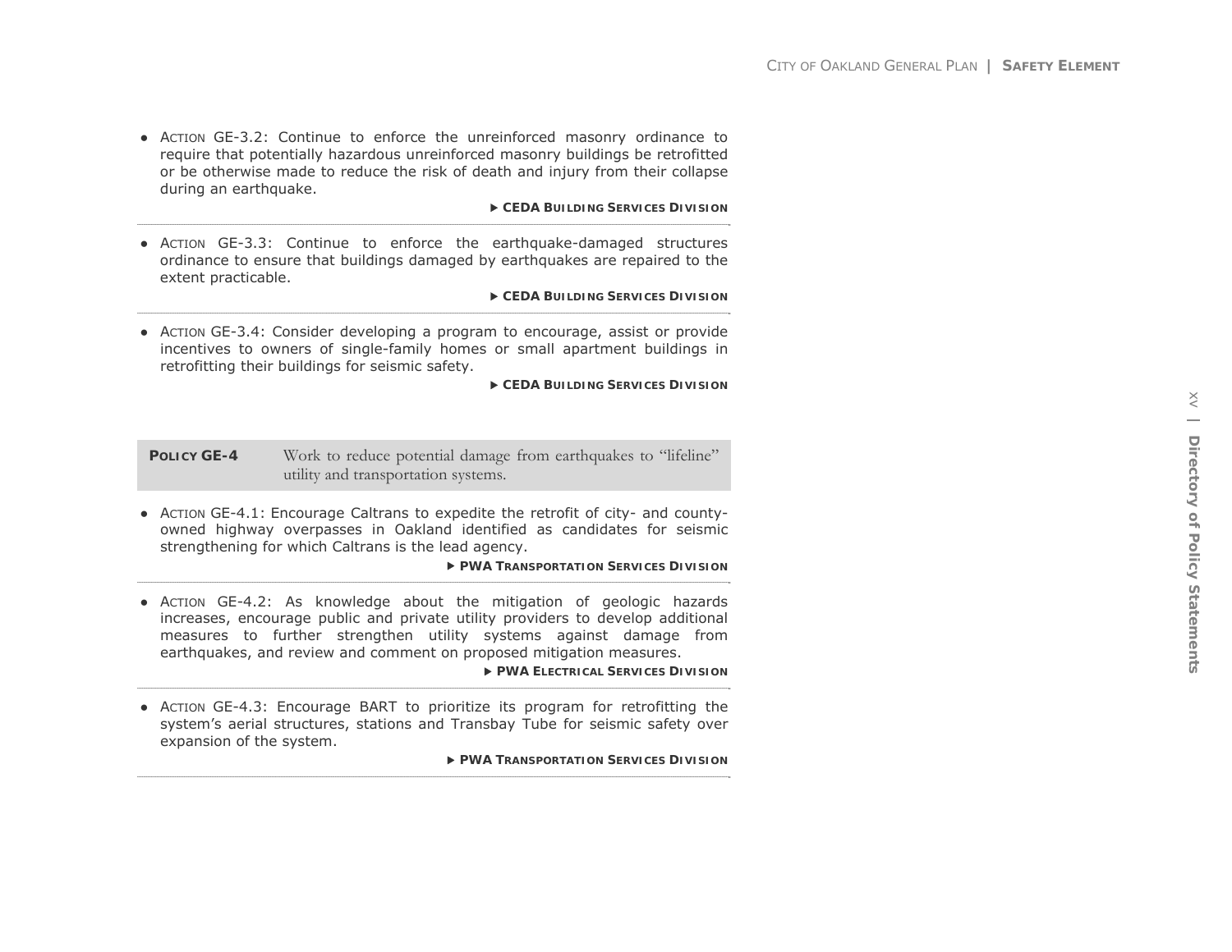- ACTION GE-3.2: Continue to enforce the unreinforced masonry ordinance to require that potentially hazardous unreinforced masonry buildings be retrofitted or be otherwise made to reduce the risk of death and injury from their collapse during an earthquake.

  ▶ **CEDA BUILDING SERVICES DIVISION**

- ACTION GE-3.3: Continue to enforce the earthquake-damaged structures ordinance to ensure that buildings damaged by earthquakes are repaired to the extent practicable.

  ▶ **CEDA BUILDING SERVICES DIVISION**

- ACTION GE-3.4: Consider developing a program to encourage, assist or provide incentives to owners of single-family homes or small apartment buildings in retrofitting their buildings for seismic safety.

  ▶ **CEDA BUILDING SERVICES DIVISION**

**POLICY GE-4** Work to reduce potential damage from earthquakes to "lifeline" utility and transportation systems.

- ACTION GE-4.1: Encourage Caltrans to expedite the retrofit of city- and county-owned highway overpasses in Oakland identified as candidates for seismic strengthening for which Caltrans is the lead agency.

  ▶ **PWA TRANSPORTATION SERVICES DIVISION**

- ACTION GE-4.2: As knowledge about the mitigation of geologic hazards increases, encourage public and private utility providers to develop additional measures to further strengthen utility systems against damage from earthquakes, and review and comment on proposed mitigation measures.

  ▶ **PWA ELECTRICAL SERVICES DIVISION**

- ACTION GE-4.3: Encourage BART to prioritize its program for retrofitting the system's aerial structures, stations and Transbay Tube for seismic safety over expansion of the system.

  ▶ **PWA TRANSPORTATION SERVICES DIVISION**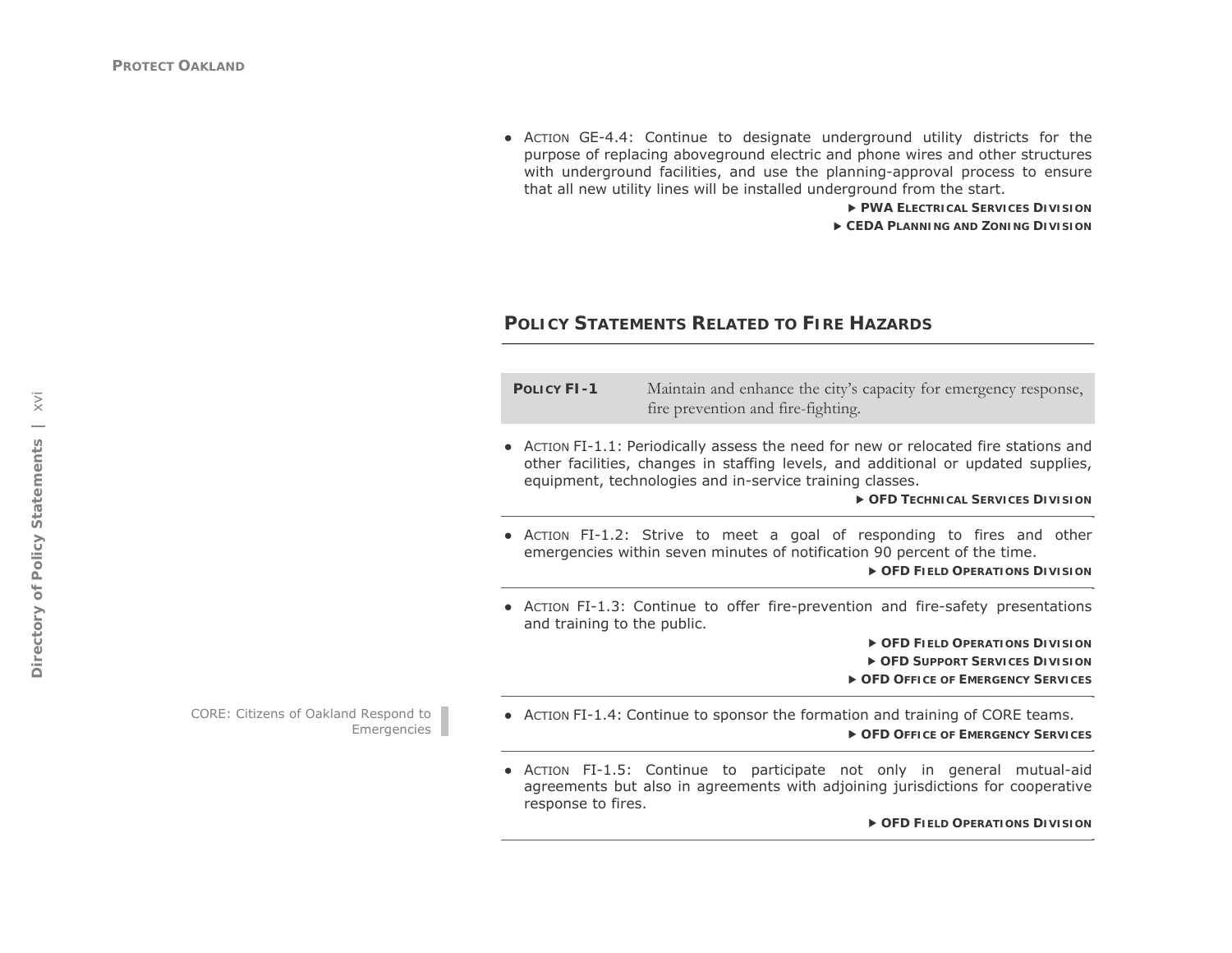- ACTION GE-4.4: Continue to designate underground utility districts for the purpose of replacing aboveground electric and phone wires and other structures with underground facilities, and use the planning-approval process to ensure that all new utility lines will be installed underground from the start.

  ▶ **PWA ELECTRICAL SERVICES DIVISION**
  ▶ **CEDA PLANNING AND ZONING DIVISION**

## POLICY STATEMENTS RELATED TO FIRE HAZARDS

**POLICY FI-1** Maintain and enhance the city's capacity for emergency response, fire prevention and fire-fighting.

- ACTION FI-1.1: Periodically assess the need for new or relocated fire stations and other facilities, changes in staffing levels, and additional or updated supplies, equipment, technologies and in-service training classes.

  ▶ **OFD TECHNICAL SERVICES DIVISION**

- ACTION FI-1.2: Strive to meet a goal of responding to fires and other emergencies within seven minutes of notification 90 percent of the time.

  ▶ **OFD FIELD OPERATIONS DIVISION**

- ACTION FI-1.3: Continue to offer fire-prevention and fire-safety presentations and training to the public.

  ▶ **OFD FIELD OPERATIONS DIVISION**
  ▶ **OFD SUPPORT SERVICES DIVISION**
  ▶ **OFD OFFICE OF EMERGENCY SERVICES**

- ACTION FI-1.4: Continue to sponsor the formation and training of CORE teams.

  ▶ **OFD OFFICE OF EMERGENCY SERVICES**

CORE: Citizens of Oakland Respond to Emergencies

- ACTION FI-1.5: Continue to participate not only in general mutual-aid agreements but also in agreements with adjoining jurisdictions for cooperative response to fires.

  ▶ **OFD FIELD OPERATIONS DIVISION**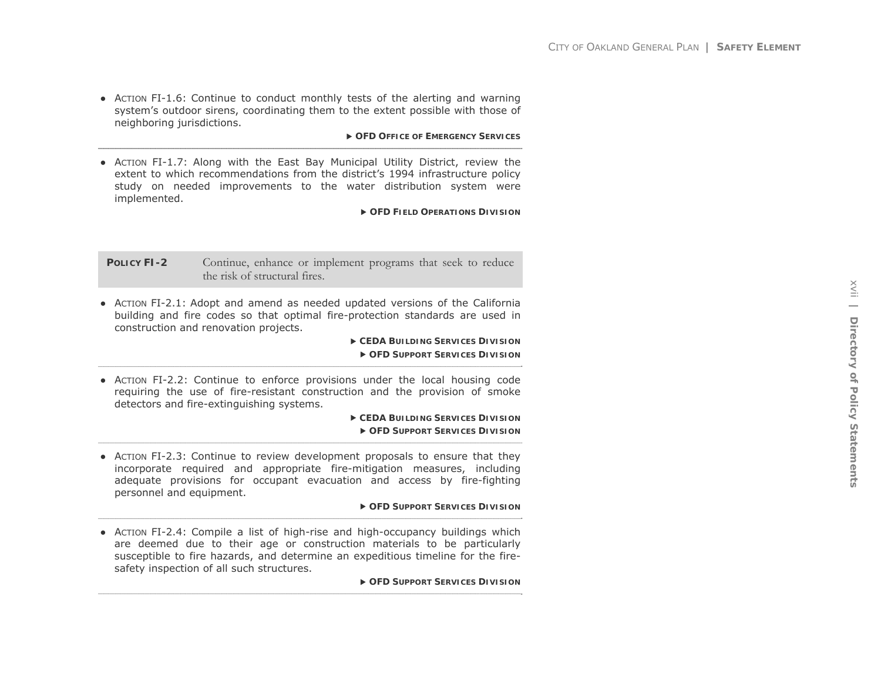- ACTION FI-1.6: Continue to conduct monthly tests of the alerting and warning system's outdoor sirens, coordinating them to the extent possible with those of neighboring jurisdictions.

  ▶ **OFD OFFICE OF EMERGENCY SERVICES**

- ACTION FI-1.7: Along with the East Bay Municipal Utility District, review the extent to which recommendations from the district's 1994 infrastructure policy study on needed improvements to the water distribution system were implemented.

  ▶ **OFD FIELD OPERATIONS DIVISION**

**POLICY FI-2** Continue, enhance or implement programs that seek to reduce the risk of structural fires.

- ACTION FI-2.1: Adopt and amend as needed updated versions of the California building and fire codes so that optimal fire-protection standards are used in construction and renovation projects.

  ▶ **CEDA BUILDING SERVICES DIVISION**
  ▶ **OFD SUPPORT SERVICES DIVISION**

- ACTION FI-2.2: Continue to enforce provisions under the local housing code requiring the use of fire-resistant construction and the provision of smoke detectors and fire-extinguishing systems.

  ▶ **CEDA BUILDING SERVICES DIVISION**
  ▶ **OFD SUPPORT SERVICES DIVISION**

- ACTION FI-2.3: Continue to review development proposals to ensure that they incorporate required and appropriate fire-mitigation measures, including adequate provisions for occupant evacuation and access by fire-fighting personnel and equipment.

  ▶ **OFD SUPPORT SERVICES DIVISION**

- ACTION FI-2.4: Compile a list of high-rise and high-occupancy buildings which are deemed due to their age or construction materials to be particularly susceptible to fire hazards, and determine an expeditious timeline for the fire-safety inspection of all such structures.

  ▶ **OFD SUPPORT SERVICES DIVISION**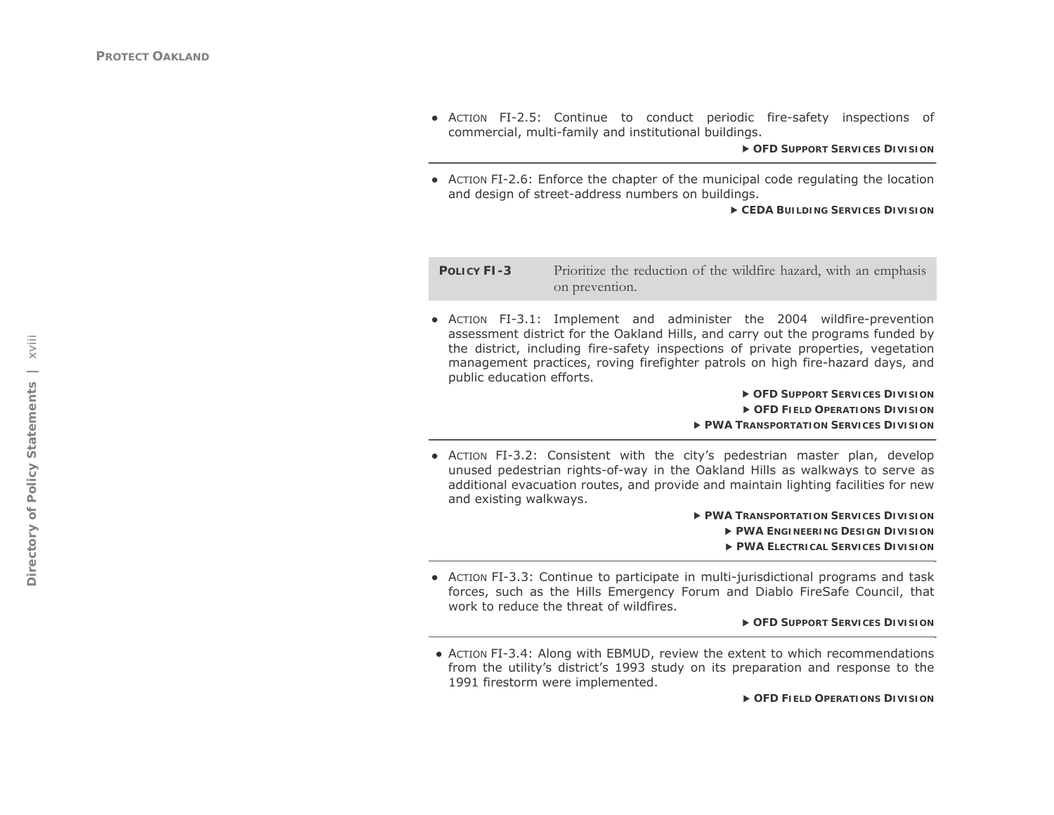- ACTION FI-2.5: Continue to conduct periodic fire-safety inspections of commercial, multi-family and institutional buildings.

  ▶ **OFD SUPPORT SERVICES DIVISION**

- ACTION FI-2.6: Enforce the chapter of the municipal code regulating the location and design of street-address numbers on buildings.

  ▶ **CEDA BUILDING SERVICES DIVISION**

| **POLICY FI-3** | Prioritize the reduction of the wildfire hazard, with an emphasis on prevention. |
|---|---|

- ACTION FI-3.1: Implement and administer the 2004 wildfire-prevention assessment district for the Oakland Hills, and carry out the programs funded by the district, including fire-safety inspections of private properties, vegetation management practices, roving firefighter patrols on high fire-hazard days, and public education efforts.

  ▶ **OFD SUPPORT SERVICES DIVISION**
  ▶ **OFD FIELD OPERATIONS DIVISION**
  ▶ **PWA TRANSPORTATION SERVICES DIVISION**

- ACTION FI-3.2: Consistent with the city's pedestrian master plan, develop unused pedestrian rights-of-way in the Oakland Hills as walkways to serve as additional evacuation routes, and provide and maintain lighting facilities for new and existing walkways.

  ▶ **PWA TRANSPORTATION SERVICES DIVISION**
  ▶ **PWA ENGINEERING DESIGN DIVISION**
  ▶ **PWA ELECTRICAL SERVICES DIVISION**

- ACTION FI-3.3: Continue to participate in multi-jurisdictional programs and task forces, such as the Hills Emergency Forum and Diablo FireSafe Council, that work to reduce the threat of wildfires.

  ▶ **OFD SUPPORT SERVICES DIVISION**

- ACTION FI-3.4: Along with EBMUD, review the extent to which recommendations from the utility's district's 1993 study on its preparation and response to the 1991 firestorm were implemented.

  ▶ **OFD FIELD OPERATIONS DIVISION**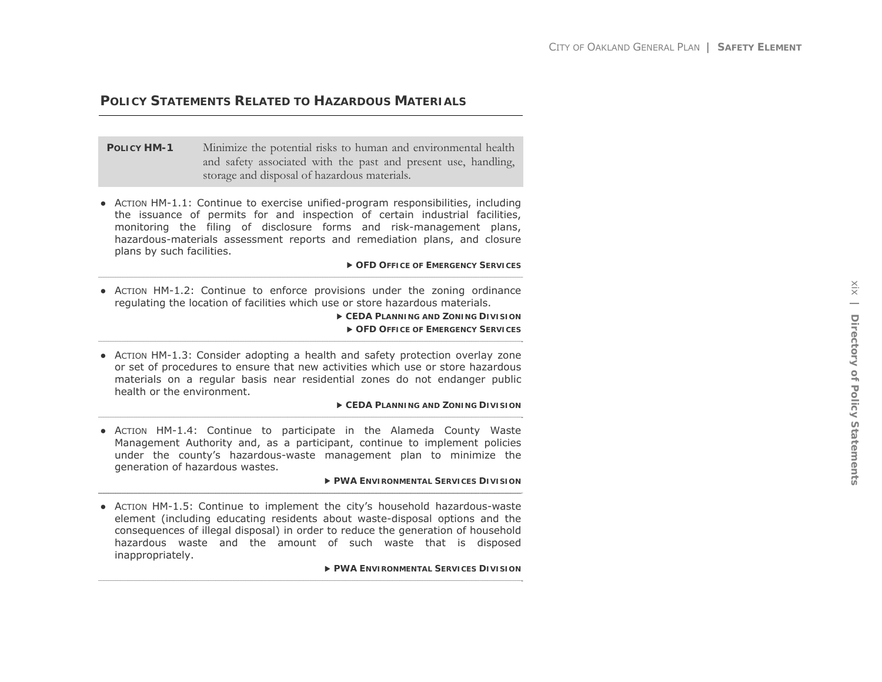## POLICY STATEMENTS RELATED TO HAZARDOUS MATERIALS

**POLICY HM-1** Minimize the potential risks to human and environmental health and safety associated with the past and present use, handling, storage and disposal of hazardous materials.

- ACTION HM-1.1: Continue to exercise unified-program responsibilities, including the issuance of permits for and inspection of certain industrial facilities, monitoring the filing of disclosure forms and risk-management plans, hazardous-materials assessment reports and remediation plans, and closure plans by such facilities.

  ▶ **OFD OFFICE OF EMERGENCY SERVICES**

- ACTION HM-1.2: Continue to enforce provisions under the zoning ordinance regulating the location of facilities which use or store hazardous materials.

  ▶ **CEDA PLANNING AND ZONING DIVISION**
  ▶ **OFD OFFICE OF EMERGENCY SERVICES**

- ACTION HM-1.3: Consider adopting a health and safety protection overlay zone or set of procedures to ensure that new activities which use or store hazardous materials on a regular basis near residential zones do not endanger public health or the environment.

  ▶ **CEDA PLANNING AND ZONING DIVISION**

- ACTION HM-1.4: Continue to participate in the Alameda County Waste Management Authority and, as a participant, continue to implement policies under the county's hazardous-waste management plan to minimize the generation of hazardous wastes.

  ▶ **PWA ENVIRONMENTAL SERVICES DIVISION**

- ACTION HM-1.5: Continue to implement the city's household hazardous-waste element (including educating residents about waste-disposal options and the consequences of illegal disposal) in order to reduce the generation of household hazardous waste and the amount of such waste that is disposed inappropriately.

  ▶ **PWA ENVIRONMENTAL SERVICES DIVISION**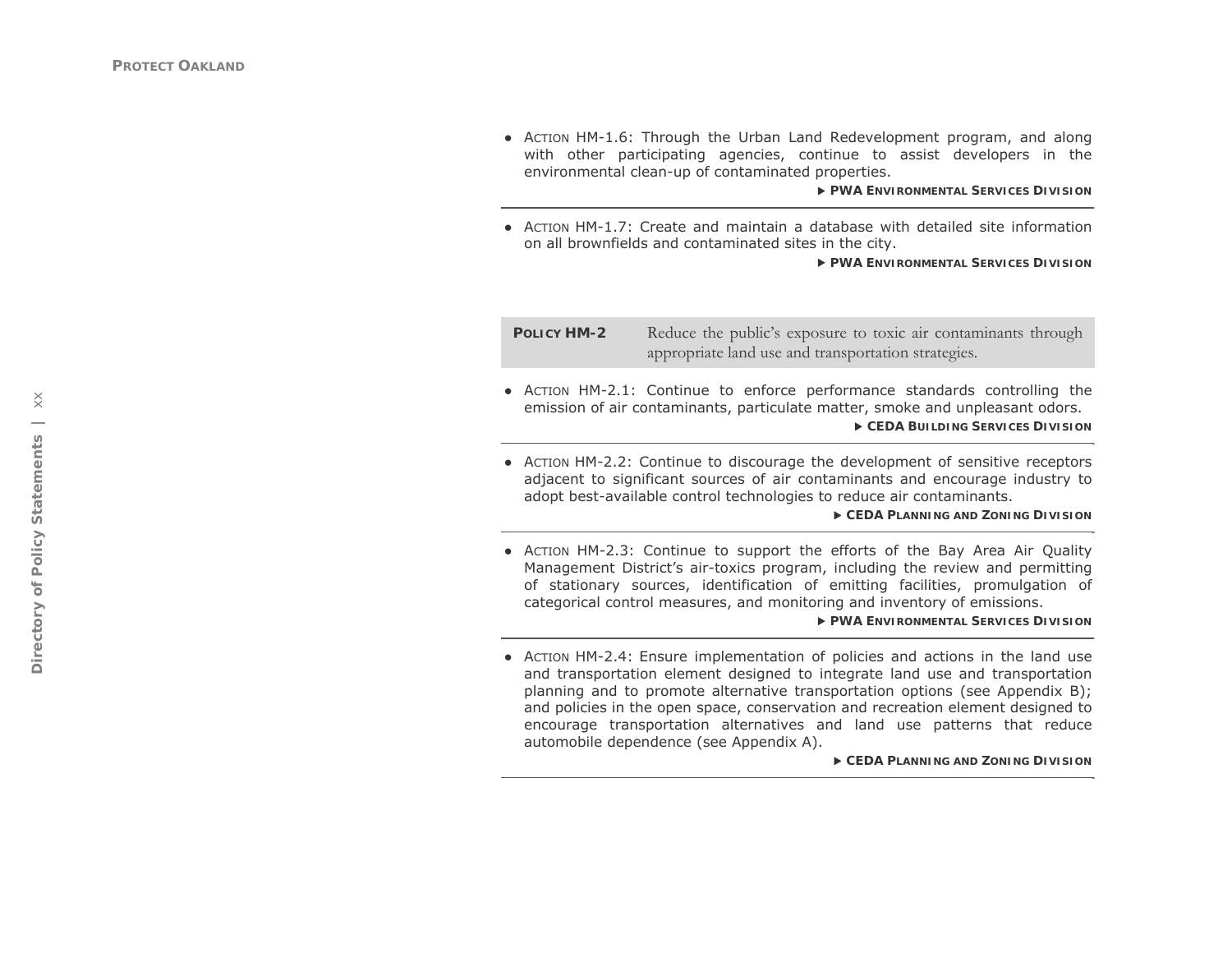- ACTION HM-1.6: Through the Urban Land Redevelopment program, and along with other participating agencies, continue to assist developers in the environmental clean-up of contaminated properties.

  ▶ **PWA ENVIRONMENTAL SERVICES DIVISION**

- ACTION HM-1.7: Create and maintain a database with detailed site information on all brownfields and contaminated sites in the city.

  ▶ **PWA ENVIRONMENTAL SERVICES DIVISION**

| **POLICY HM-2** | Reduce the public's exposure to toxic air contaminants through appropriate land use and transportation strategies. |
|---|---|

- ACTION HM-2.1: Continue to enforce performance standards controlling the emission of air contaminants, particulate matter, smoke and unpleasant odors.

  ▶ **CEDA BUILDING SERVICES DIVISION**

- ACTION HM-2.2: Continue to discourage the development of sensitive receptors adjacent to significant sources of air contaminants and encourage industry to adopt best-available control technologies to reduce air contaminants.

  ▶ **CEDA PLANNING AND ZONING DIVISION**

- ACTION HM-2.3: Continue to support the efforts of the Bay Area Air Quality Management District's air-toxics program, including the review and permitting of stationary sources, identification of emitting facilities, promulgation of categorical control measures, and monitoring and inventory of emissions.

  ▶ **PWA ENVIRONMENTAL SERVICES DIVISION**

- ACTION HM-2.4: Ensure implementation of policies and actions in the land use and transportation element designed to integrate land use and transportation planning and to promote alternative transportation options (see Appendix B); and policies in the open space, conservation and recreation element designed to encourage transportation alternatives and land use patterns that reduce automobile dependence (see Appendix A).

  ▶ **CEDA PLANNING AND ZONING DIVISION**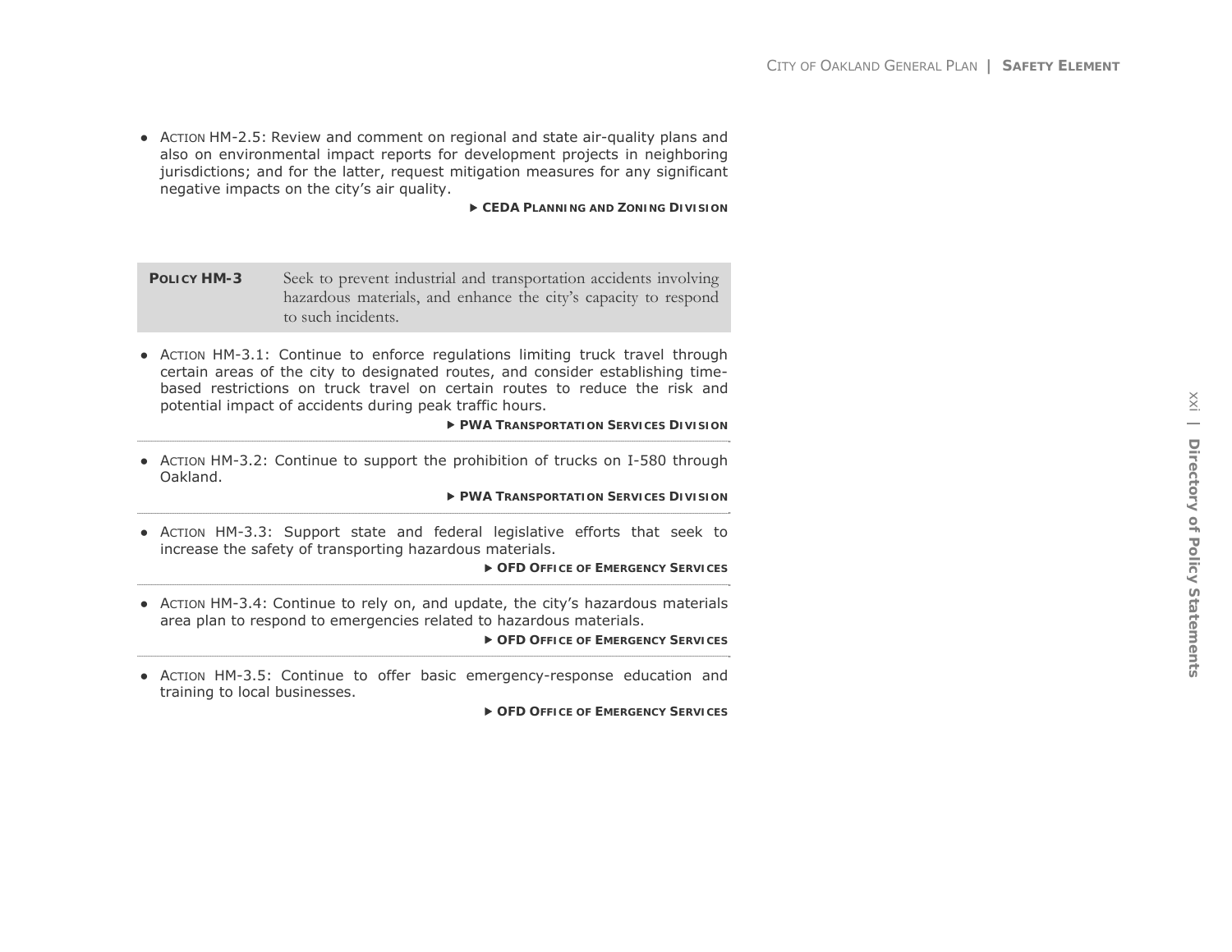- ACTION HM-2.5: Review and comment on regional and state air-quality plans and also on environmental impact reports for development projects in neighboring jurisdictions; and for the latter, request mitigation measures for any significant negative impacts on the city's air quality.

  ▶ **CEDA PLANNING AND ZONING DIVISION**

| **POLICY HM-3** | Seek to prevent industrial and transportation accidents involving hazardous materials, and enhance the city's capacity to respond to such incidents. |
|---|---|

- ACTION HM-3.1: Continue to enforce regulations limiting truck travel through certain areas of the city to designated routes, and consider establishing time-based restrictions on truck travel on certain routes to reduce the risk and potential impact of accidents during peak traffic hours.

  ▶ **PWA TRANSPORTATION SERVICES DIVISION**

- ACTION HM-3.2: Continue to support the prohibition of trucks on I-580 through Oakland.

  ▶ **PWA TRANSPORTATION SERVICES DIVISION**

- ACTION HM-3.3: Support state and federal legislative efforts that seek to increase the safety of transporting hazardous materials.

  ▶ **OFD OFFICE OF EMERGENCY SERVICES**

- ACTION HM-3.4: Continue to rely on, and update, the city's hazardous materials area plan to respond to emergencies related to hazardous materials.

  ▶ **OFD OFFICE OF EMERGENCY SERVICES**

- ACTION HM-3.5: Continue to offer basic emergency-response education and training to local businesses.

  ▶ **OFD OFFICE OF EMERGENCY SERVICES**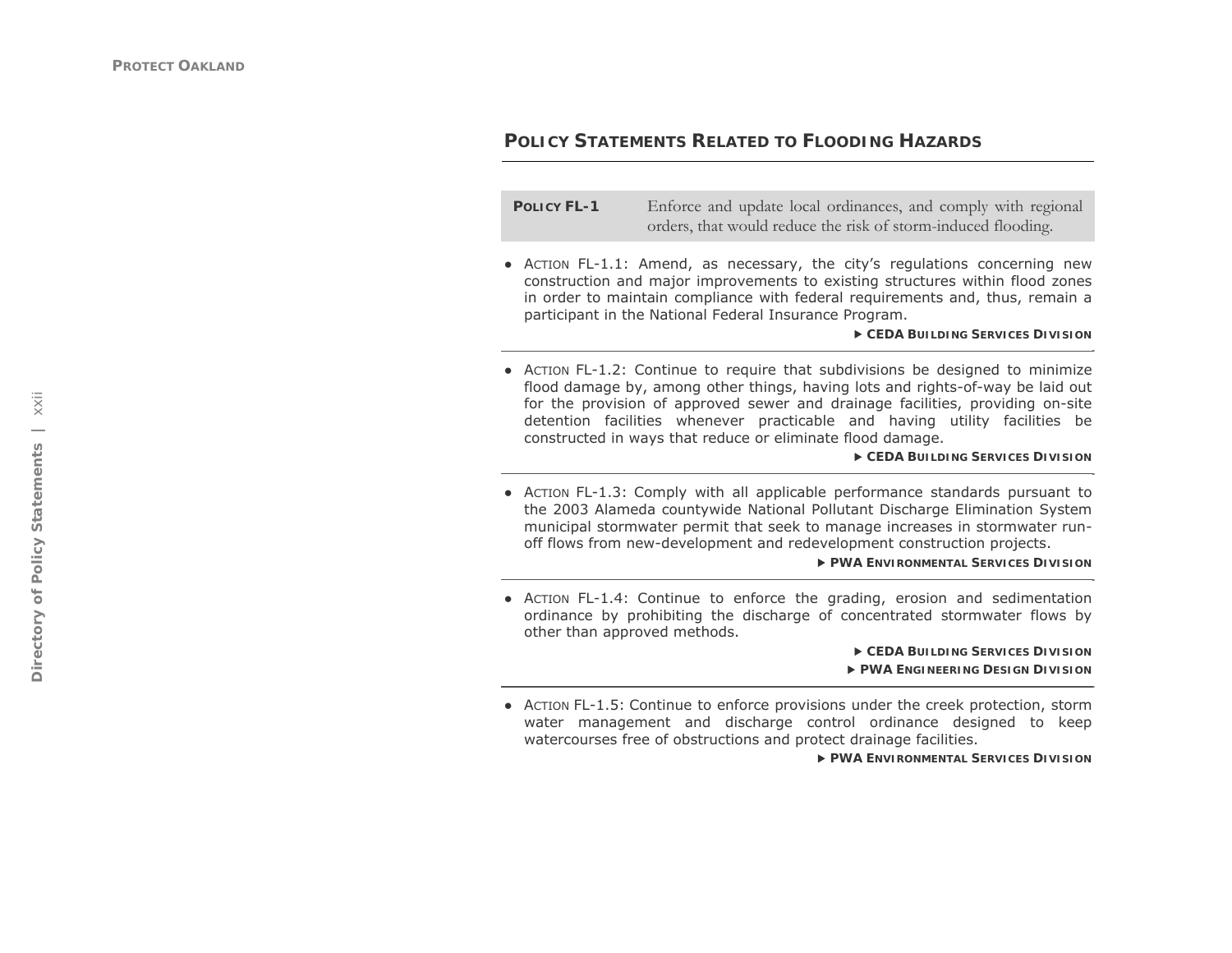## POLICY STATEMENTS RELATED TO FLOODING HAZARDS

**POLICY FL-1** Enforce and update local ordinances, and comply with regional orders, that would reduce the risk of storm-induced flooding.

- ACTION FL-1.1: Amend, as necessary, the city's regulations concerning new construction and major improvements to existing structures within flood zones in order to maintain compliance with federal requirements and, thus, remain a participant in the National Federal Insurance Program.

  ▶ **CEDA BUILDING SERVICES DIVISION**

- ACTION FL-1.2: Continue to require that subdivisions be designed to minimize flood damage by, among other things, having lots and rights-of-way be laid out for the provision of approved sewer and drainage facilities, providing on-site detention facilities whenever practicable and having utility facilities be constructed in ways that reduce or eliminate flood damage.

  ▶ **CEDA BUILDING SERVICES DIVISION**

- ACTION FL-1.3: Comply with all applicable performance standards pursuant to the 2003 Alameda countywide National Pollutant Discharge Elimination System municipal stormwater permit that seek to manage increases in stormwater run-off flows from new-development and redevelopment construction projects.

  ▶ **PWA ENVIRONMENTAL SERVICES DIVISION**

- ACTION FL-1.4: Continue to enforce the grading, erosion and sedimentation ordinance by prohibiting the discharge of concentrated stormwater flows by other than approved methods.

  ▶ **CEDA BUILDING SERVICES DIVISION**
  ▶ **PWA ENGINEERING DESIGN DIVISION**

- ACTION FL-1.5: Continue to enforce provisions under the creek protection, storm water management and discharge control ordinance designed to keep watercourses free of obstructions and protect drainage facilities.

  ▶ **PWA ENVIRONMENTAL SERVICES DIVISION**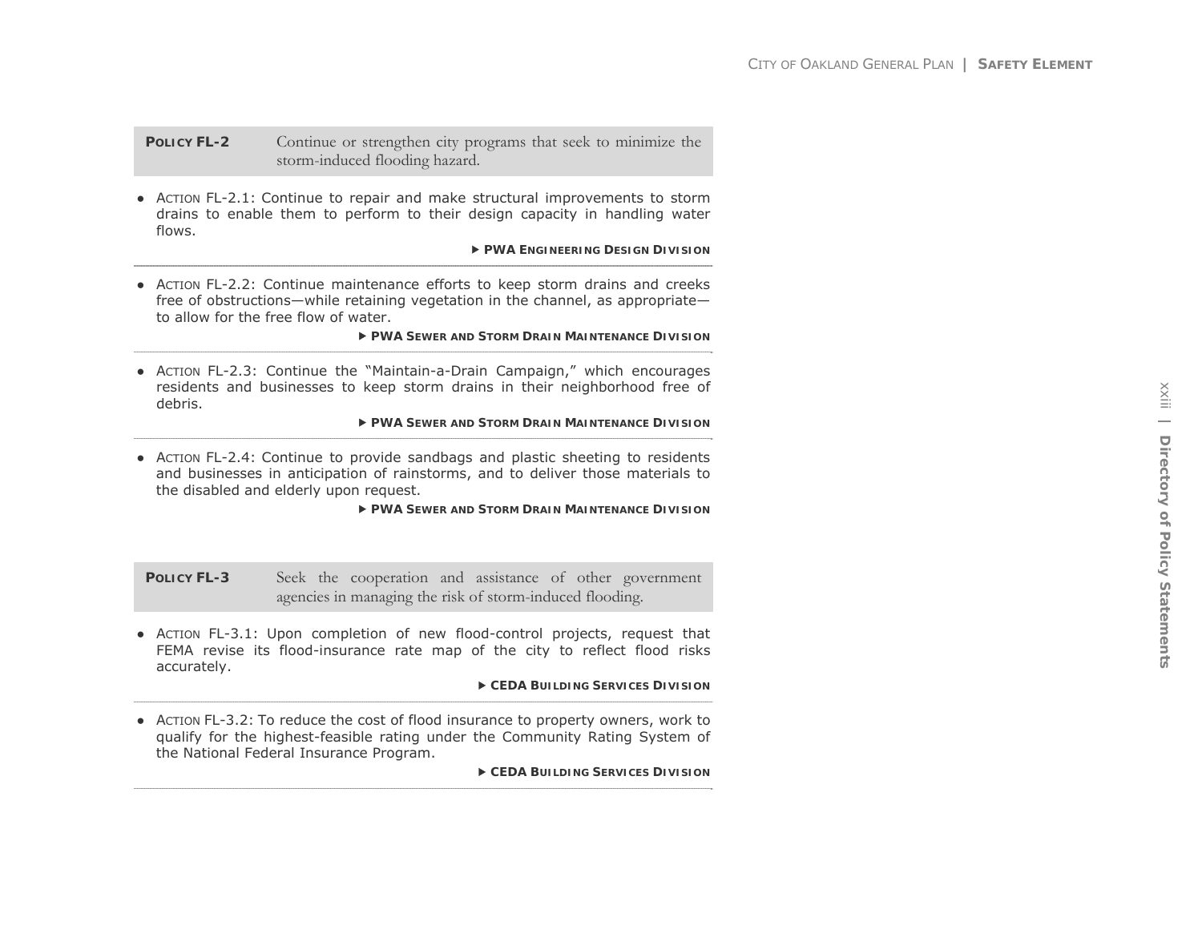**POLICY FL-2** Continue or strengthen city programs that seek to minimize the storm-induced flooding hazard.

- ACTION FL-2.1: Continue to repair and make structural improvements to storm drains to enable them to perform to their design capacity in handling water flows.

  ▶ **PWA ENGINEERING DESIGN DIVISION**

- ACTION FL-2.2: Continue maintenance efforts to keep storm drains and creeks free of obstructions—while retaining vegetation in the channel, as appropriate—to allow for the free flow of water.

  ▶ **PWA SEWER AND STORM DRAIN MAINTENANCE DIVISION**

- ACTION FL-2.3: Continue the "Maintain-a-Drain Campaign," which encourages residents and businesses to keep storm drains in their neighborhood free of debris.

  ▶ **PWA SEWER AND STORM DRAIN MAINTENANCE DIVISION**

- ACTION FL-2.4: Continue to provide sandbags and plastic sheeting to residents and businesses in anticipation of rainstorms, and to deliver those materials to the disabled and elderly upon request.

  ▶ **PWA SEWER AND STORM DRAIN MAINTENANCE DIVISION**

**POLICY FL-3** Seek the cooperation and assistance of other government agencies in managing the risk of storm-induced flooding.

- ACTION FL-3.1: Upon completion of new flood-control projects, request that FEMA revise its flood-insurance rate map of the city to reflect flood risks accurately.

  ▶ **CEDA BUILDING SERVICES DIVISION**

- ACTION FL-3.2: To reduce the cost of flood insurance to property owners, work to qualify for the highest-feasible rating under the Community Rating System of the National Federal Insurance Program.

  ▶ **CEDA BUILDING SERVICES DIVISION**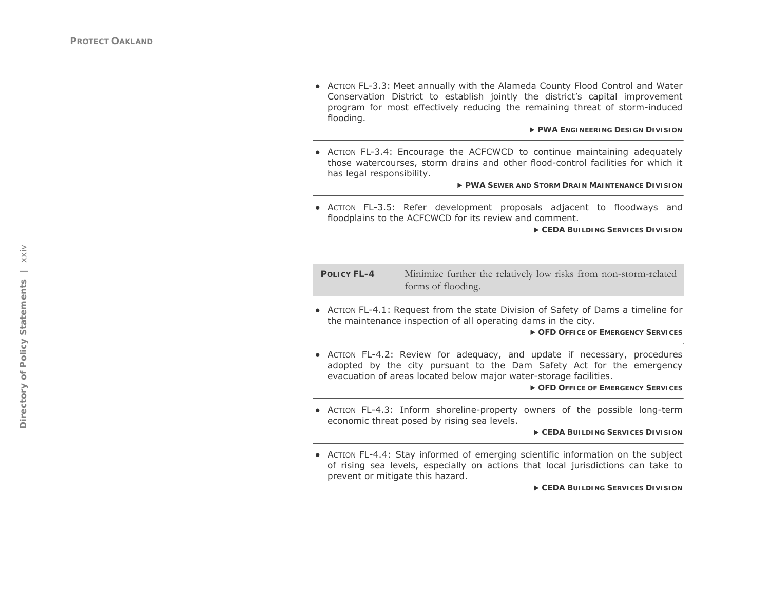- ACTION FL-3.3: Meet annually with the Alameda County Flood Control and Water Conservation District to establish jointly the district's capital improvement program for most effectively reducing the remaining threat of storm-induced flooding.

  ▶ **PWA ENGINEERING DESIGN DIVISION**

- ACTION FL-3.4: Encourage the ACFCWCD to continue maintaining adequately those watercourses, storm drains and other flood-control facilities for which it has legal responsibility.

  ▶ **PWA SEWER AND STORM DRAIN MAINTENANCE DIVISION**

- ACTION FL-3.5: Refer development proposals adjacent to floodways and floodplains to the ACFCWCD for its review and comment.

  ▶ **CEDA BUILDING SERVICES DIVISION**

**POLICY FL-4** Minimize further the relatively low risks from non-storm-related forms of flooding.

- ACTION FL-4.1: Request from the state Division of Safety of Dams a timeline for the maintenance inspection of all operating dams in the city.

  ▶ **OFD OFFICE OF EMERGENCY SERVICES**

- ACTION FL-4.2: Review for adequacy, and update if necessary, procedures adopted by the city pursuant to the Dam Safety Act for the emergency evacuation of areas located below major water-storage facilities.

  ▶ **OFD OFFICE OF EMERGENCY SERVICES**

- ACTION FL-4.3: Inform shoreline-property owners of the possible long-term economic threat posed by rising sea levels.

  ▶ **CEDA BUILDING SERVICES DIVISION**

- ACTION FL-4.4: Stay informed of emerging scientific information on the subject of rising sea levels, especially on actions that local jurisdictions can take to prevent or mitigate this hazard.

  ▶ **CEDA BUILDING SERVICES DIVISION**